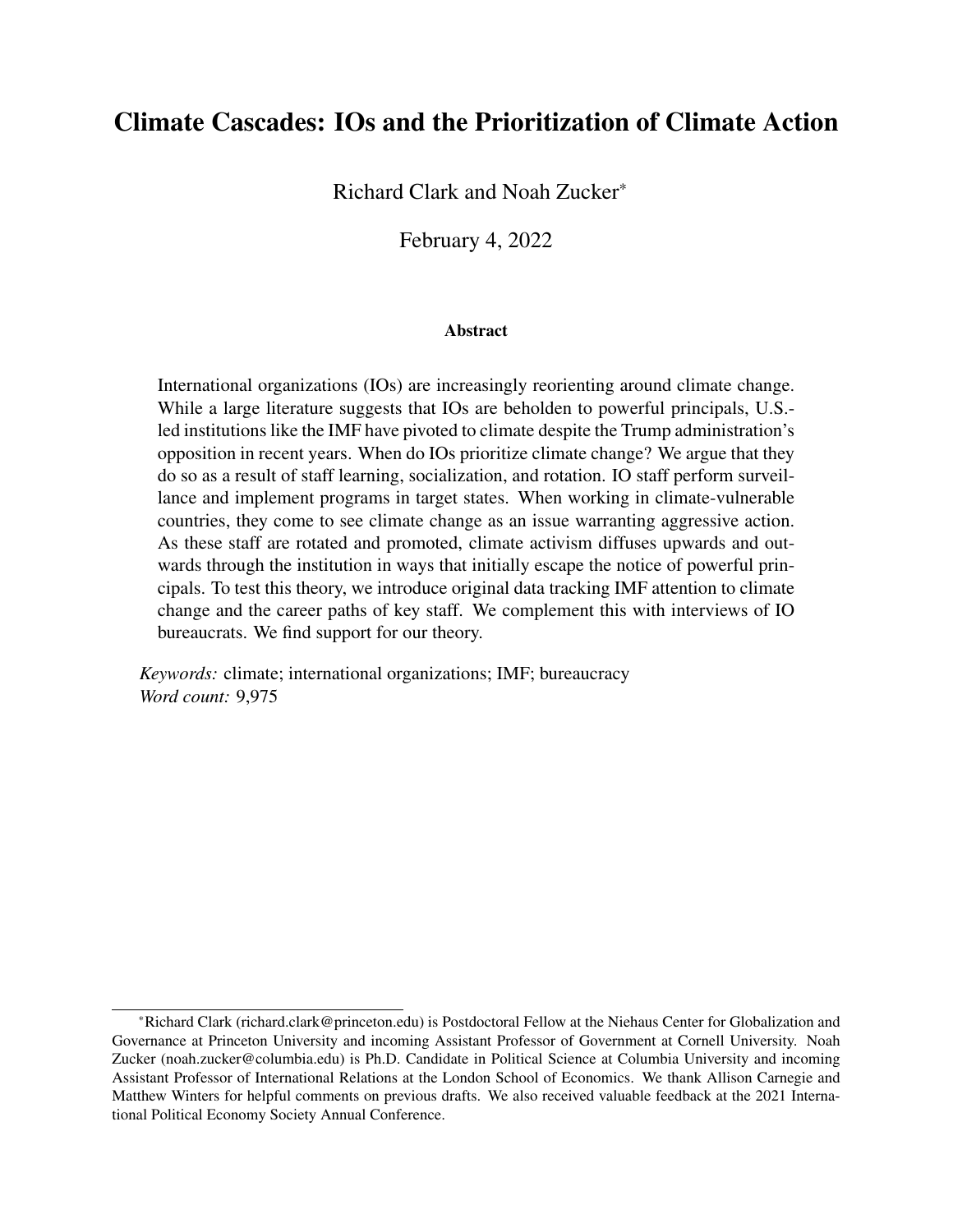# Climate Cascades: IOs and the Prioritization of Climate Action

Richard Clark and Noah Zucker*

February 4, 2022

### Abstract

International organizations (IOs) are increasingly reorienting around climate change. While a large literature suggests that IOs are beholden to powerful principals, U.S.-led institutions like the IMF have pivoted to climate despite the Trump administration's opposition in recent years. When do IOs prioritize climate change? We argue that they do so as a result of staff learning, socialization, and rotation. IO staff perform surveillance and implement programs in target states. When working in climate-vulnerable countries, they come to see climate change as an issue warranting aggressive action. As these staff are rotated and promoted, climate activism diffuses upwards and outwards through the institution in ways that initially escape the notice of powerful principals. To test this theory, we introduce original data tracking IMF attention to climate change and the career paths of key staff. We complement this with interviews of IO bureaucrats. We find support for our theory.

*Keywords:* climate; international organizations; IMF; bureaucracy
*Word count:* 9,975

---

*Richard Clark (richard.clark@princeton.edu) is Postdoctoral Fellow at the Niehaus Center for Globalization and Governance at Princeton University and incoming Assistant Professor of Government at Cornell University. Noah Zucker (noah.zucker@columbia.edu) is Ph.D. Candidate in Political Science at Columbia University and incoming Assistant Professor of International Relations at the London School of Economics. We thank Allison Carnegie and Matthew Winters for helpful comments on previous drafts. We also received valuable feedback at the 2021 International Political Economy Society Annual Conference.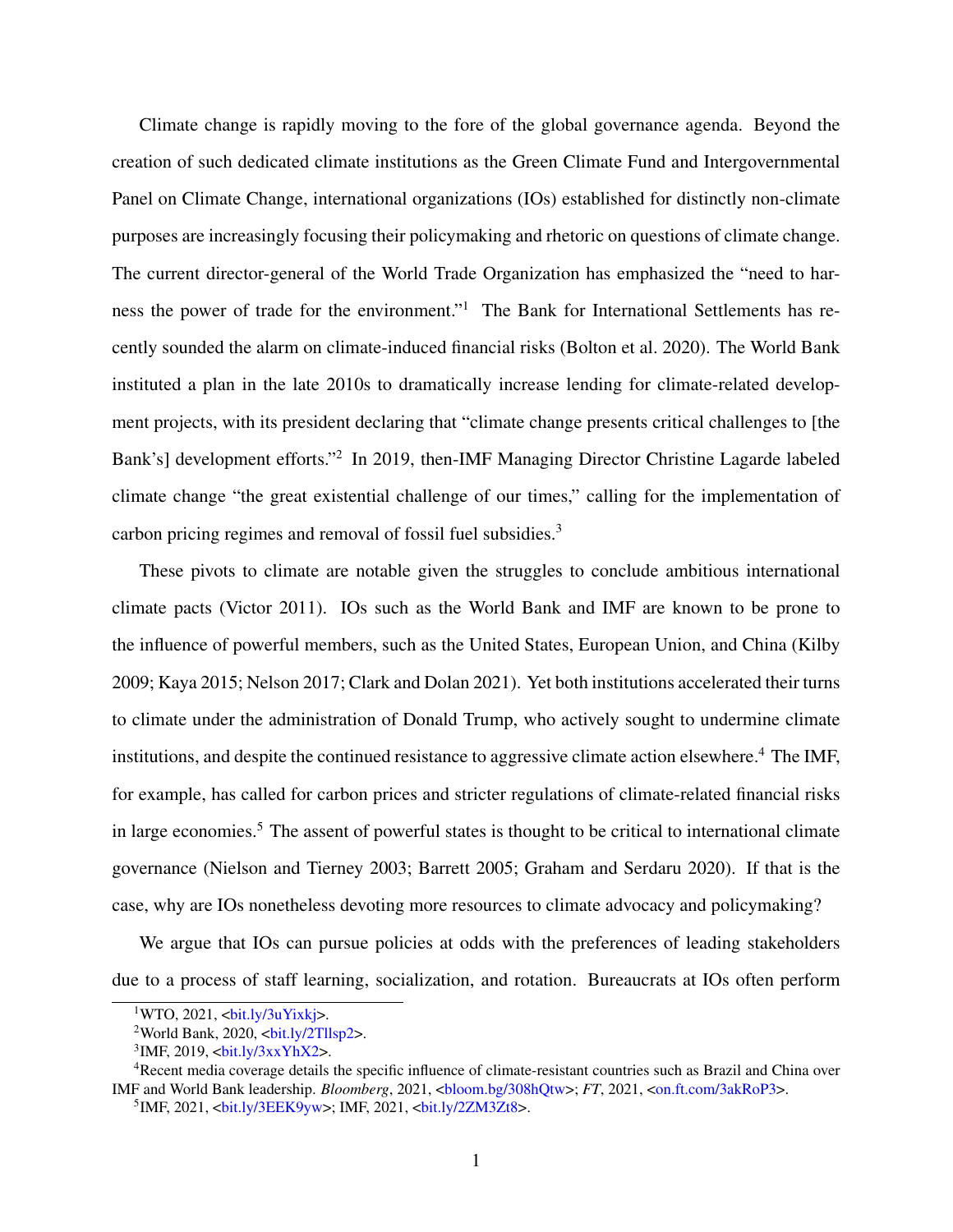Climate change is rapidly moving to the fore of the global governance agenda. Beyond the creation of such dedicated climate institutions as the Green Climate Fund and Intergovernmental Panel on Climate Change, international organizations (IOs) established for distinctly non-climate purposes are increasingly focusing their policymaking and rhetoric on questions of climate change. The current director-general of the World Trade Organization has emphasized the "need to harness the power of trade for the environment."[1] The Bank for International Settlements has recently sounded the alarm on climate-induced financial risks (Bolton et al. 2020). The World Bank instituted a plan in the late 2010s to dramatically increase lending for climate-related development projects, with its president declaring that "climate change presents critical challenges to [the Bank's] development efforts."[2] In 2019, then-IMF Managing Director Christine Lagarde labeled climate change "the great existential challenge of our times," calling for the implementation of carbon pricing regimes and removal of fossil fuel subsidies.[3]

These pivots to climate are notable given the struggles to conclude ambitious international climate pacts (Victor 2011). IOs such as the World Bank and IMF are known to be prone to the influence of powerful members, such as the United States, European Union, and China (Kilby 2009; Kaya 2015; Nelson 2017; Clark and Dolan 2021). Yet both institutions accelerated their turns to climate under the administration of Donald Trump, who actively sought to undermine climate institutions, and despite the continued resistance to aggressive climate action elsewhere.[4] The IMF, for example, has called for carbon prices and stricter regulations of climate-related financial risks in large economies.[5] The assent of powerful states is thought to be critical to international climate governance (Nielson and Tierney 2003; Barrett 2005; Graham and Serdaru 2020). If that is the case, why are IOs nonetheless devoting more resources to climate advocacy and policymaking?

We argue that IOs can pursue policies at odds with the preferences of leading stakeholders due to a process of staff learning, socialization, and rotation. Bureaucrats at IOs often perform

[1] WTO, 2021, <bit.ly/3uYixkj>.

[2] World Bank, 2020, <bit.ly/2Tllsp2>.

[3] IMF, 2019, <bit.ly/3xxYhX2>.

[4] Recent media coverage details the specific influence of climate-resistant countries such as Brazil and China over IMF and World Bank leadership. *Bloomberg*, 2021, <bloom.bg/308hQtw>; *FT*, 2021, <on.ft.com/3akRoP3>.

[5] IMF, 2021, <bit.ly/3EEK9yw>; IMF, 2021, <bit.ly/2ZM3Zt8>.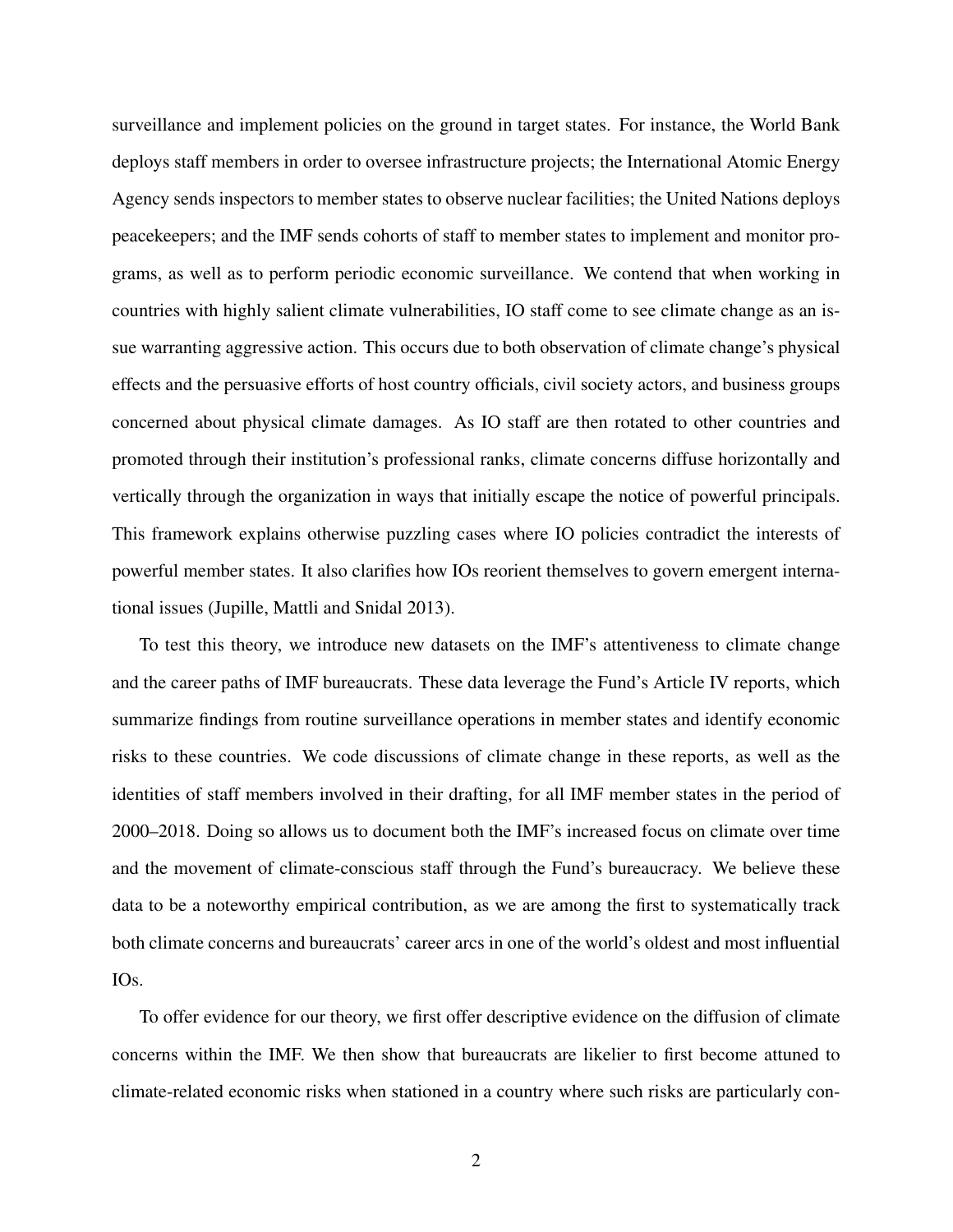surveillance and implement policies on the ground in target states. For instance, the World Bank deploys staff members in order to oversee infrastructure projects; the International Atomic Energy Agency sends inspectors to member states to observe nuclear facilities; the United Nations deploys peacekeepers; and the IMF sends cohorts of staff to member states to implement and monitor programs, as well as to perform periodic economic surveillance. We contend that when working in countries with highly salient climate vulnerabilities, IO staff come to see climate change as an issue warranting aggressive action. This occurs due to both observation of climate change's physical effects and the persuasive efforts of host country officials, civil society actors, and business groups concerned about physical climate damages. As IO staff are then rotated to other countries and promoted through their institution's professional ranks, climate concerns diffuse horizontally and vertically through the organization in ways that initially escape the notice of powerful principals. This framework explains otherwise puzzling cases where IO policies contradict the interests of powerful member states. It also clarifies how IOs reorient themselves to govern emergent international issues (Jupille, Mattli and Snidal 2013).

To test this theory, we introduce new datasets on the IMF's attentiveness to climate change and the career paths of IMF bureaucrats. These data leverage the Fund's Article IV reports, which summarize findings from routine surveillance operations in member states and identify economic risks to these countries. We code discussions of climate change in these reports, as well as the identities of staff members involved in their drafting, for all IMF member states in the period of 2000–2018. Doing so allows us to document both the IMF's increased focus on climate over time and the movement of climate-conscious staff through the Fund's bureaucracy. We believe these data to be a noteworthy empirical contribution, as we are among the first to systematically track both climate concerns and bureaucrats' career arcs in one of the world's oldest and most influential IOs.

To offer evidence for our theory, we first offer descriptive evidence on the diffusion of climate concerns within the IMF. We then show that bureaucrats are likelier to first become attuned to climate-related economic risks when stationed in a country where such risks are particularly con-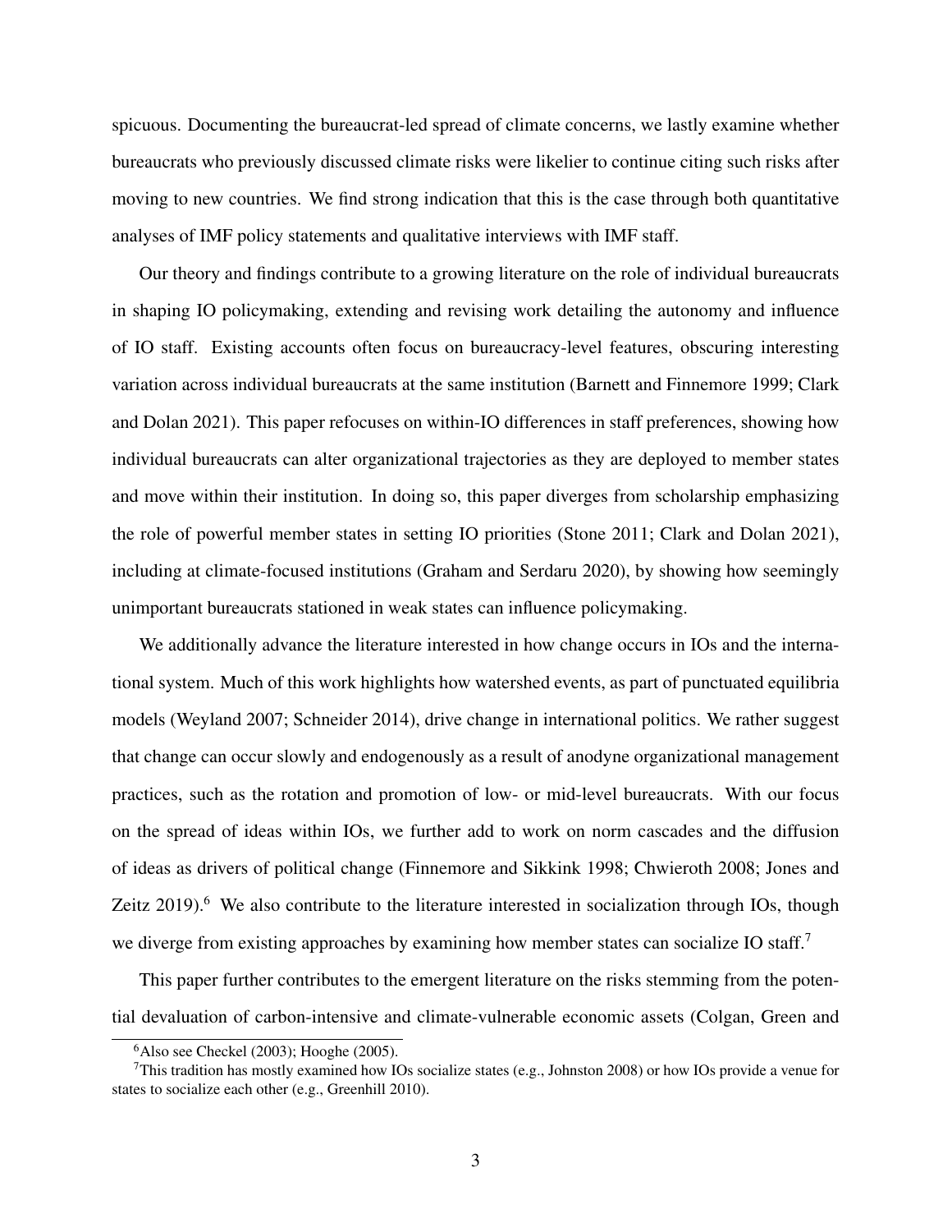spicuous. Documenting the bureaucrat-led spread of climate concerns, we lastly examine whether bureaucrats who previously discussed climate risks were likelier to continue citing such risks after moving to new countries. We find strong indication that this is the case through both quantitative analyses of IMF policy statements and qualitative interviews with IMF staff.

Our theory and findings contribute to a growing literature on the role of individual bureaucrats in shaping IO policymaking, extending and revising work detailing the autonomy and influence of IO staff. Existing accounts often focus on bureaucracy-level features, obscuring interesting variation across individual bureaucrats at the same institution (Barnett and Finnemore 1999; Clark and Dolan 2021). This paper refocuses on within-IO differences in staff preferences, showing how individual bureaucrats can alter organizational trajectories as they are deployed to member states and move within their institution. In doing so, this paper diverges from scholarship emphasizing the role of powerful member states in setting IO priorities (Stone 2011; Clark and Dolan 2021), including at climate-focused institutions (Graham and Serdaru 2020), by showing how seemingly unimportant bureaucrats stationed in weak states can influence policymaking.

We additionally advance the literature interested in how change occurs in IOs and the international system. Much of this work highlights how watershed events, as part of punctuated equilibria models (Weyland 2007; Schneider 2014), drive change in international politics. We rather suggest that change can occur slowly and endogenously as a result of anodyne organizational management practices, such as the rotation and promotion of low- or mid-level bureaucrats. With our focus on the spread of ideas within IOs, we further add to work on norm cascades and the diffusion of ideas as drivers of political change (Finnemore and Sikkink 1998; Chwieroth 2008; Jones and Zeitz 2019).[6] We also contribute to the literature interested in socialization through IOs, though we diverge from existing approaches by examining how member states can socialize IO staff.[7]

This paper further contributes to the emergent literature on the risks stemming from the potential devaluation of carbon-intensive and climate-vulnerable economic assets (Colgan, Green and

[6] Also see Checkel (2003); Hooghe (2005).

[7] This tradition has mostly examined how IOs socialize states (e.g., Johnston 2008) or how IOs provide a venue for states to socialize each other (e.g., Greenhill 2010).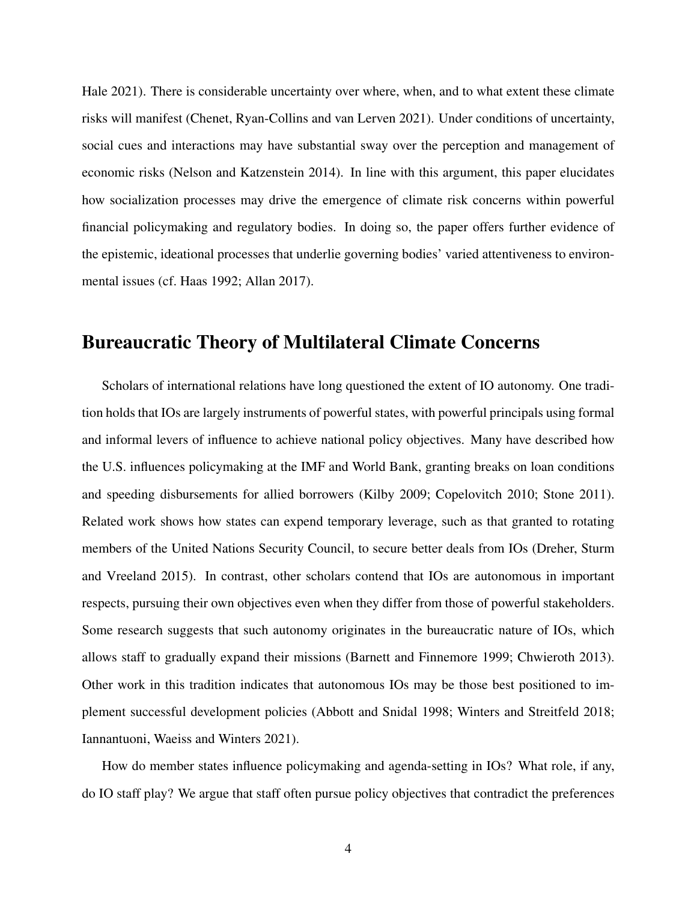Hale 2021). There is considerable uncertainty over where, when, and to what extent these climate risks will manifest (Chenet, Ryan-Collins and van Lerven 2021). Under conditions of uncertainty, social cues and interactions may have substantial sway over the perception and management of economic risks (Nelson and Katzenstein 2014). In line with this argument, this paper elucidates how socialization processes may drive the emergence of climate risk concerns within powerful financial policymaking and regulatory bodies. In doing so, the paper offers further evidence of the epistemic, ideational processes that underlie governing bodies' varied attentiveness to environmental issues (cf. Haas 1992; Allan 2017).

## Bureaucratic Theory of Multilateral Climate Concerns

Scholars of international relations have long questioned the extent of IO autonomy. One tradition holds that IOs are largely instruments of powerful states, with powerful principals using formal and informal levers of influence to achieve national policy objectives. Many have described how the U.S. influences policymaking at the IMF and World Bank, granting breaks on loan conditions and speeding disbursements for allied borrowers (Kilby 2009; Copelovitch 2010; Stone 2011). Related work shows how states can expend temporary leverage, such as that granted to rotating members of the United Nations Security Council, to secure better deals from IOs (Dreher, Sturm and Vreeland 2015). In contrast, other scholars contend that IOs are autonomous in important respects, pursuing their own objectives even when they differ from those of powerful stakeholders. Some research suggests that such autonomy originates in the bureaucratic nature of IOs, which allows staff to gradually expand their missions (Barnett and Finnemore 1999; Chwieroth 2013). Other work in this tradition indicates that autonomous IOs may be those best positioned to implement successful development policies (Abbott and Snidal 1998; Winters and Streitfeld 2018; Iannantuoni, Waeiss and Winters 2021).

How do member states influence policymaking and agenda-setting in IOs? What role, if any, do IO staff play? We argue that staff often pursue policy objectives that contradict the preferences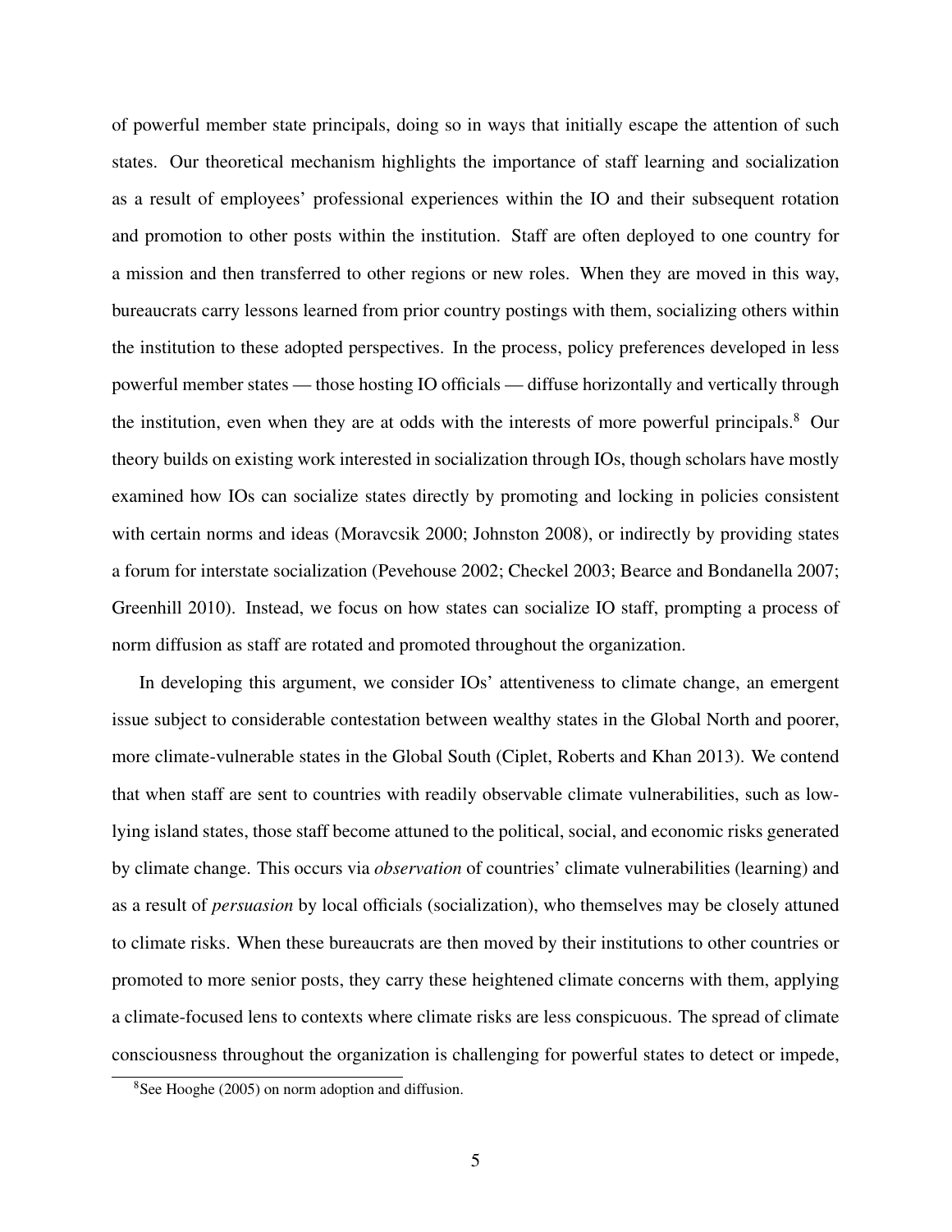of powerful member state principals, doing so in ways that initially escape the attention of such states. Our theoretical mechanism highlights the importance of staff learning and socialization as a result of employees' professional experiences within the IO and their subsequent rotation and promotion to other posts within the institution. Staff are often deployed to one country for a mission and then transferred to other regions or new roles. When they are moved in this way, bureaucrats carry lessons learned from prior country postings with them, socializing others within the institution to these adopted perspectives. In the process, policy preferences developed in less powerful member states — those hosting IO officials — diffuse horizontally and vertically through the institution, even when they are at odds with the interests of more powerful principals.[8] Our theory builds on existing work interested in socialization through IOs, though scholars have mostly examined how IOs can socialize states directly by promoting and locking in policies consistent with certain norms and ideas (Moravcsik 2000; Johnston 2008), or indirectly by providing states a forum for interstate socialization (Pevehouse 2002; Checkel 2003; Bearce and Bondanella 2007; Greenhill 2010). Instead, we focus on how states can socialize IO staff, prompting a process of norm diffusion as staff are rotated and promoted throughout the organization.

In developing this argument, we consider IOs' attentiveness to climate change, an emergent issue subject to considerable contestation between wealthy states in the Global North and poorer, more climate-vulnerable states in the Global South (Ciplet, Roberts and Khan 2013). We contend that when staff are sent to countries with readily observable climate vulnerabilities, such as low-lying island states, those staff become attuned to the political, social, and economic risks generated by climate change. This occurs via *observation* of countries' climate vulnerabilities (learning) and as a result of *persuasion* by local officials (socialization), who themselves may be closely attuned to climate risks. When these bureaucrats are then moved by their institutions to other countries or promoted to more senior posts, they carry these heightened climate concerns with them, applying a climate-focused lens to contexts where climate risks are less conspicuous. The spread of climate consciousness throughout the organization is challenging for powerful states to detect or impede,

[8] See Hooghe (2005) on norm adoption and diffusion.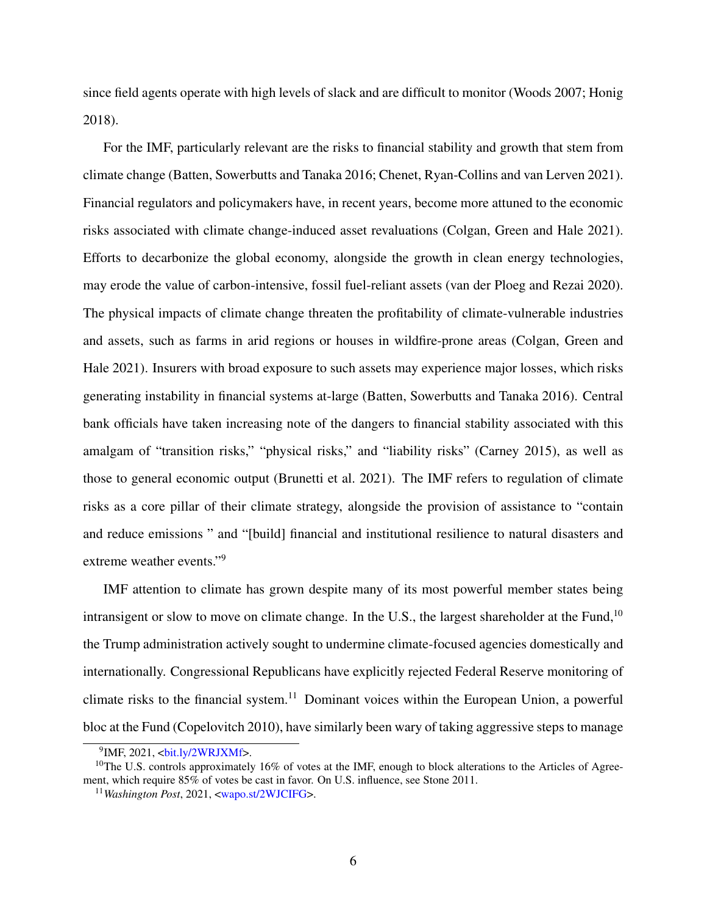since field agents operate with high levels of slack and are difficult to monitor (Woods 2007; Honig 2018).

For the IMF, particularly relevant are the risks to financial stability and growth that stem from climate change (Batten, Sowerbutts and Tanaka 2016; Chenet, Ryan-Collins and van Lerven 2021). Financial regulators and policymakers have, in recent years, become more attuned to the economic risks associated with climate change-induced asset revaluations (Colgan, Green and Hale 2021). Efforts to decarbonize the global economy, alongside the growth in clean energy technologies, may erode the value of carbon-intensive, fossil fuel-reliant assets (van der Ploeg and Rezai 2020). The physical impacts of climate change threaten the profitability of climate-vulnerable industries and assets, such as farms in arid regions or houses in wildfire-prone areas (Colgan, Green and Hale 2021). Insurers with broad exposure to such assets may experience major losses, which risks generating instability in financial systems at-large (Batten, Sowerbutts and Tanaka 2016). Central bank officials have taken increasing note of the dangers to financial stability associated with this amalgam of "transition risks," "physical risks," and "liability risks" (Carney 2015), as well as those to general economic output (Brunetti et al. 2021). The IMF refers to regulation of climate risks as a core pillar of their climate strategy, alongside the provision of assistance to "contain and reduce emissions " and "[build] financial and institutional resilience to natural disasters and extreme weather events."[9]

IMF attention to climate has grown despite many of its most powerful member states being intransigent or slow to move on climate change. In the U.S., the largest shareholder at the Fund,[10] the Trump administration actively sought to undermine climate-focused agencies domestically and internationally. Congressional Republicans have explicitly rejected Federal Reserve monitoring of climate risks to the financial system.[11] Dominant voices within the European Union, a powerful bloc at the Fund (Copelovitch 2010), have similarly been wary of taking aggressive steps to manage

---

[9] IMF, 2021, <bit.ly/2WRJXMf>.

[10] The U.S. controls approximately 16% of votes at the IMF, enough to block alterations to the Articles of Agreement, which require 85% of votes be cast in favor. On U.S. influence, see Stone 2011.

[11] *Washington Post*, 2021, <wapo.st/2WJCIFG>.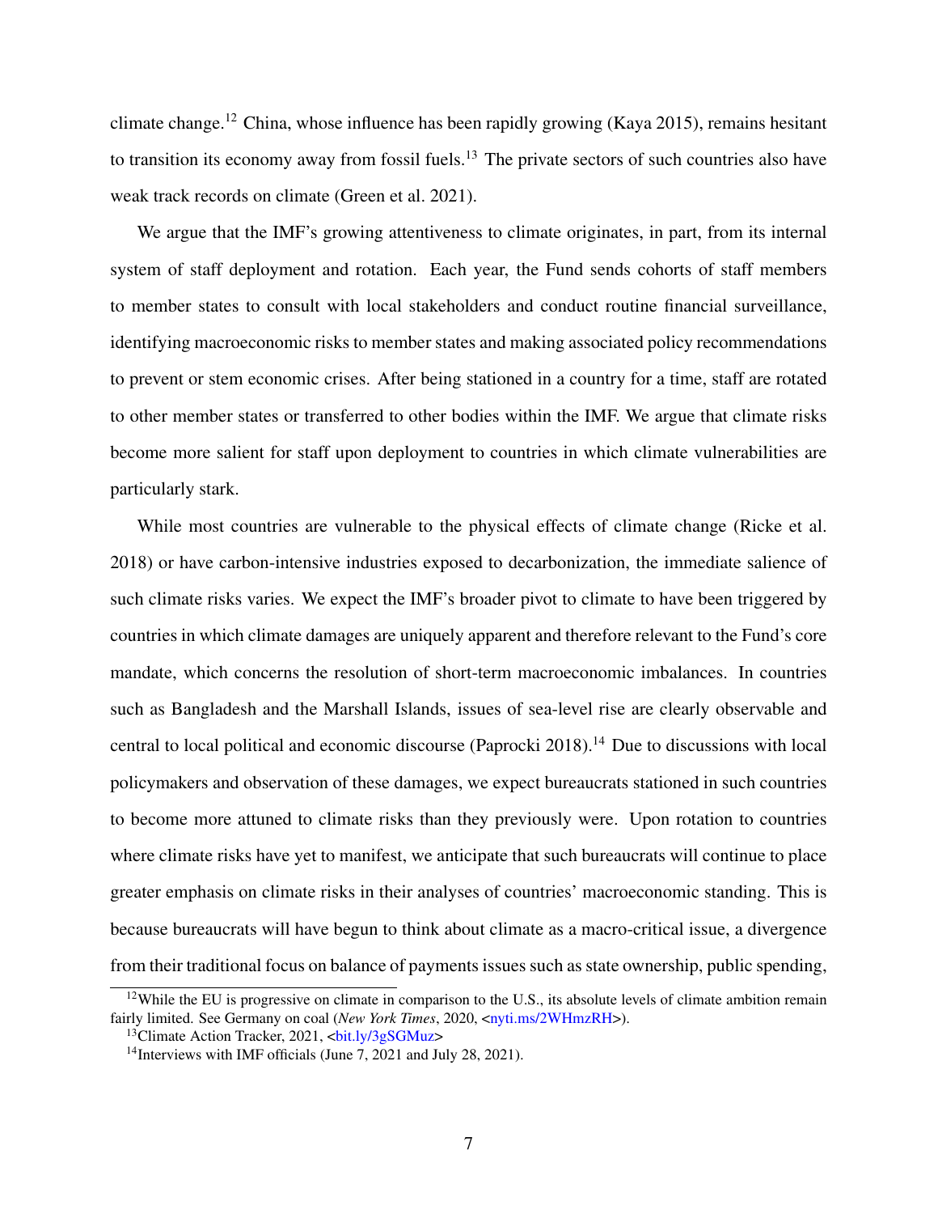climate change.[12] China, whose influence has been rapidly growing (Kaya 2015), remains hesitant to transition its economy away from fossil fuels.[13] The private sectors of such countries also have weak track records on climate (Green et al. 2021).

We argue that the IMF's growing attentiveness to climate originates, in part, from its internal system of staff deployment and rotation. Each year, the Fund sends cohorts of staff members to member states to consult with local stakeholders and conduct routine financial surveillance, identifying macroeconomic risks to member states and making associated policy recommendations to prevent or stem economic crises. After being stationed in a country for a time, staff are rotated to other member states or transferred to other bodies within the IMF. We argue that climate risks become more salient for staff upon deployment to countries in which climate vulnerabilities are particularly stark.

While most countries are vulnerable to the physical effects of climate change (Ricke et al. 2018) or have carbon-intensive industries exposed to decarbonization, the immediate salience of such climate risks varies. We expect the IMF's broader pivot to climate to have been triggered by countries in which climate damages are uniquely apparent and therefore relevant to the Fund's core mandate, which concerns the resolution of short-term macroeconomic imbalances. In countries such as Bangladesh and the Marshall Islands, issues of sea-level rise are clearly observable and central to local political and economic discourse (Paprocki 2018).[14] Due to discussions with local policymakers and observation of these damages, we expect bureaucrats stationed in such countries to become more attuned to climate risks than they previously were. Upon rotation to countries where climate risks have yet to manifest, we anticipate that such bureaucrats will continue to place greater emphasis on climate risks in their analyses of countries' macroeconomic standing. This is because bureaucrats will have begun to think about climate as a macro-critical issue, a divergence from their traditional focus on balance of payments issues such as state ownership, public spending,

---

[12] While the EU is progressive on climate in comparison to the U.S., its absolute levels of climate ambition remain fairly limited. See Germany on coal (*New York Times*, 2020, <nyti.ms/2WHmzRH>).

[13] Climate Action Tracker, 2021, <bit.ly/3gSGMuz>

[14] Interviews with IMF officials (June 7, 2021 and July 28, 2021).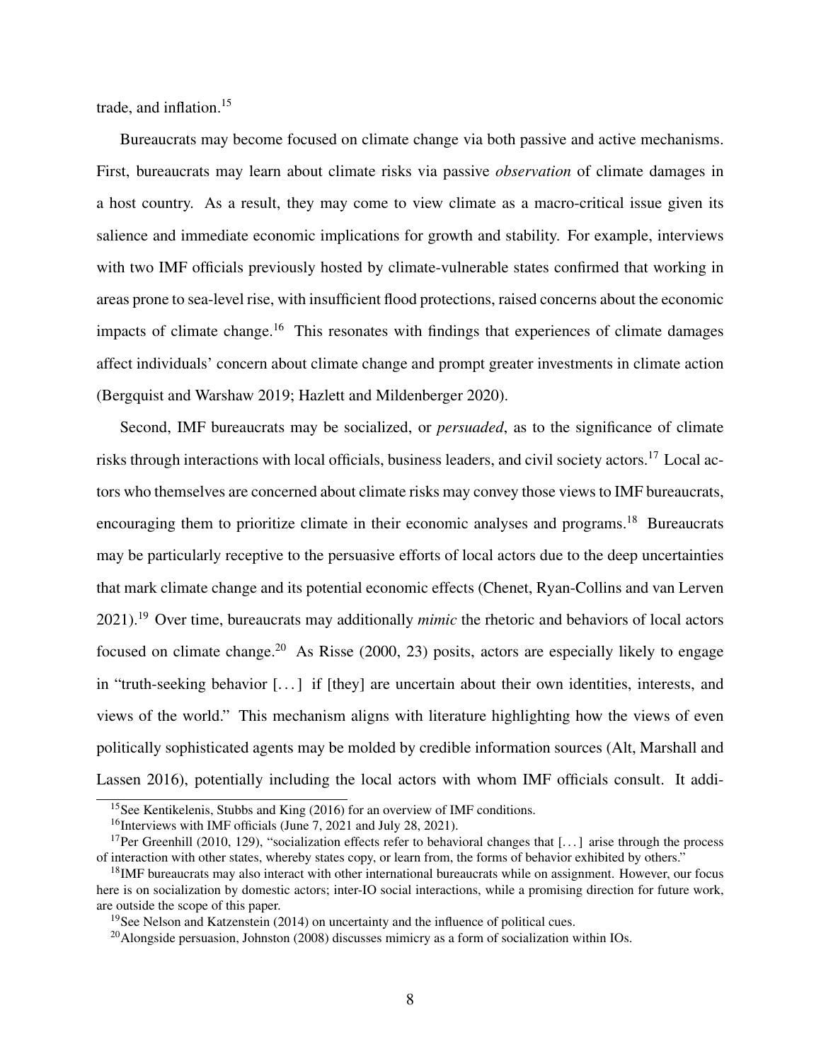trade, and inflation.[15]

Bureaucrats may become focused on climate change via both passive and active mechanisms. First, bureaucrats may learn about climate risks via passive *observation* of climate damages in a host country. As a result, they may come to view climate as a macro-critical issue given its salience and immediate economic implications for growth and stability. For example, interviews with two IMF officials previously hosted by climate-vulnerable states confirmed that working in areas prone to sea-level rise, with insufficient flood protections, raised concerns about the economic impacts of climate change.[16] This resonates with findings that experiences of climate damages affect individuals' concern about climate change and prompt greater investments in climate action (Bergquist and Warshaw 2019; Hazlett and Mildenberger 2020).

Second, IMF bureaucrats may be socialized, or *persuaded*, as to the significance of climate risks through interactions with local officials, business leaders, and civil society actors.[17] Local actors who themselves are concerned about climate risks may convey those views to IMF bureaucrats, encouraging them to prioritize climate in their economic analyses and programs.[18] Bureaucrats may be particularly receptive to the persuasive efforts of local actors due to the deep uncertainties that mark climate change and its potential economic effects (Chenet, Ryan-Collins and van Lerven 2021).[19] Over time, bureaucrats may additionally *mimic* the rhetoric and behaviors of local actors focused on climate change.[20] As Risse (2000, 23) posits, actors are especially likely to engage in "truth-seeking behavior [...] if [they] are uncertain about their own identities, interests, and views of the world." This mechanism aligns with literature highlighting how the views of even politically sophisticated agents may be molded by credible information sources (Alt, Marshall and Lassen 2016), potentially including the local actors with whom IMF officials consult. It addi-

[15] See Kentikelenis, Stubbs and King (2016) for an overview of IMF conditions.

[16] Interviews with IMF officials (June 7, 2021 and July 28, 2021).

[17] Per Greenhill (2010, 129), "socialization effects refer to behavioral changes that [...] arise through the process of interaction with other states, whereby states copy, or learn from, the forms of behavior exhibited by others."

[18] IMF bureaucrats may also interact with other international bureaucrats while on assignment. However, our focus here is on socialization by domestic actors; inter-IO social interactions, while a promising direction for future work, are outside the scope of this paper.

[19] See Nelson and Katzenstein (2014) on uncertainty and the influence of political cues.

[20] Alongside persuasion, Johnston (2008) discusses mimicry as a form of socialization within IOs.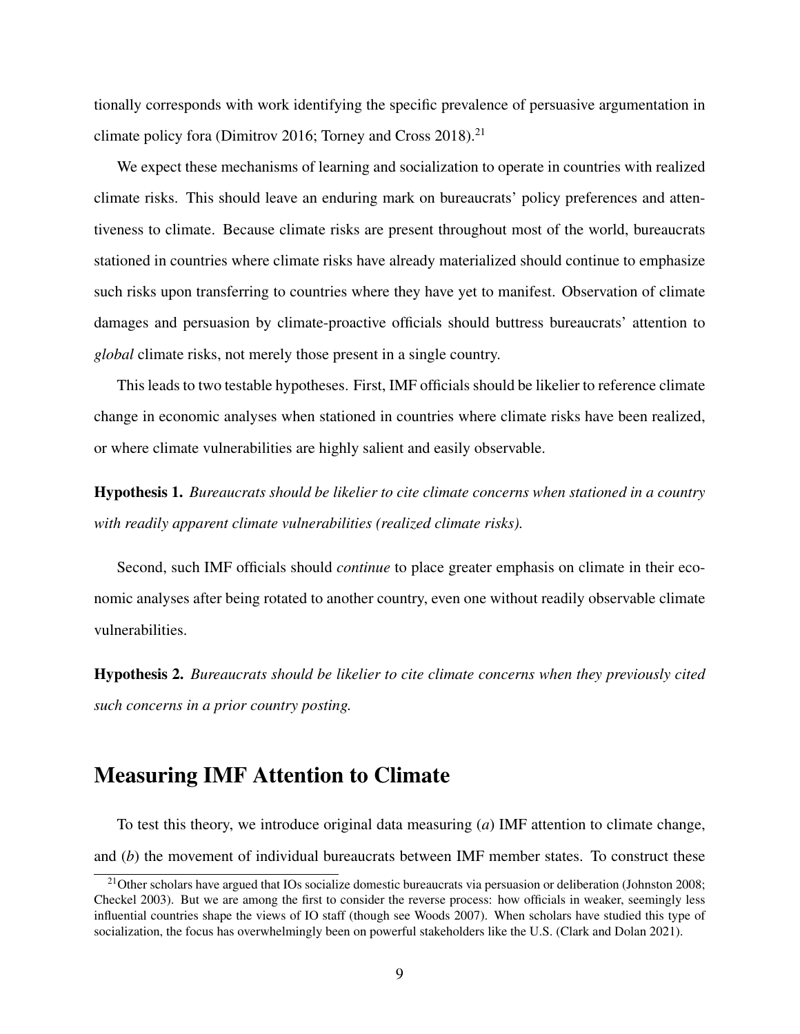tionally corresponds with work identifying the specific prevalence of persuasive argumentation in climate policy fora (Dimitrov 2016; Torney and Cross 2018).[21]

We expect these mechanisms of learning and socialization to operate in countries with realized climate risks. This should leave an enduring mark on bureaucrats' policy preferences and attentiveness to climate. Because climate risks are present throughout most of the world, bureaucrats stationed in countries where climate risks have already materialized should continue to emphasize such risks upon transferring to countries where they have yet to manifest. Observation of climate damages and persuasion by climate-proactive officials should buttress bureaucrats' attention to *global* climate risks, not merely those present in a single country.

This leads to two testable hypotheses. First, IMF officials should be likelier to reference climate change in economic analyses when stationed in countries where climate risks have been realized, or where climate vulnerabilities are highly salient and easily observable.

**Hypothesis 1.** *Bureaucrats should be likelier to cite climate concerns when stationed in a country with readily apparent climate vulnerabilities (realized climate risks).*

Second, such IMF officials should *continue* to place greater emphasis on climate in their economic analyses after being rotated to another country, even one without readily observable climate vulnerabilities.

**Hypothesis 2.** *Bureaucrats should be likelier to cite climate concerns when they previously cited such concerns in a prior country posting.*

# Measuring IMF Attention to Climate

To test this theory, we introduce original data measuring (*a*) IMF attention to climate change, and (*b*) the movement of individual bureaucrats between IMF member states. To construct these

[21] Other scholars have argued that IOs socialize domestic bureaucrats via persuasion or deliberation (Johnston 2008; Checkel 2003). But we are among the first to consider the reverse process: how officials in weaker, seemingly less influential countries shape the views of IO staff (though see Woods 2007). When scholars have studied this type of socialization, the focus has overwhelmingly been on powerful stakeholders like the U.S. (Clark and Dolan 2021).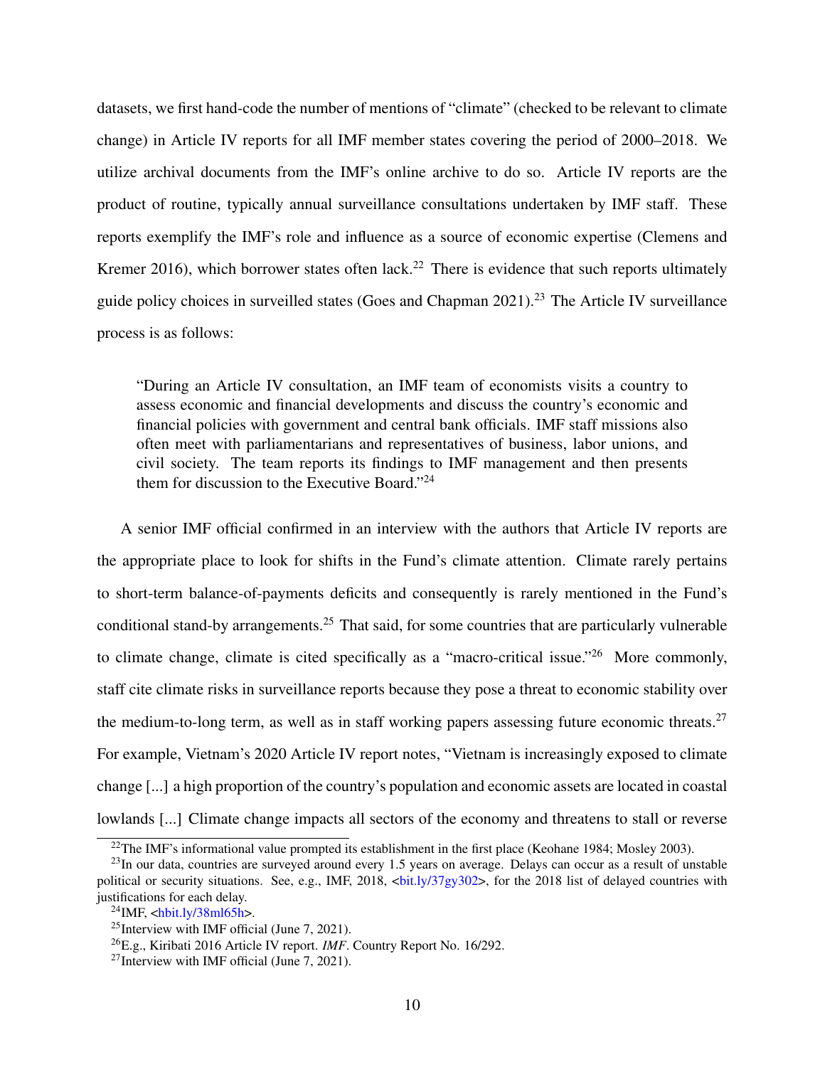datasets, we first hand-code the number of mentions of "climate" (checked to be relevant to climate change) in Article IV reports for all IMF member states covering the period of 2000–2018. We utilize archival documents from the IMF's online archive to do so. Article IV reports are the product of routine, typically annual surveillance consultations undertaken by IMF staff. These reports exemplify the IMF's role and influence as a source of economic expertise (Clemens and Kremer 2016), which borrower states often lack.[22] There is evidence that such reports ultimately guide policy choices in surveilled states (Goes and Chapman 2021).[23] The Article IV surveillance process is as follows:

> "During an Article IV consultation, an IMF team of economists visits a country to assess economic and financial developments and discuss the country's economic and financial policies with government and central bank officials. IMF staff missions also often meet with parliamentarians and representatives of business, labor unions, and civil society. The team reports its findings to IMF management and then presents them for discussion to the Executive Board."[24]

A senior IMF official confirmed in an interview with the authors that Article IV reports are the appropriate place to look for shifts in the Fund's climate attention. Climate rarely pertains to short-term balance-of-payments deficits and consequently is rarely mentioned in the Fund's conditional stand-by arrangements.[25] That said, for some countries that are particularly vulnerable to climate change, climate is cited specifically as a "macro-critical issue."[26] More commonly, staff cite climate risks in surveillance reports because they pose a threat to economic stability over the medium-to-long term, as well as in staff working papers assessing future economic threats.[27] For example, Vietnam's 2020 Article IV report notes, "Vietnam is increasingly exposed to climate change [...] a high proportion of the country's population and economic assets are located in coastal lowlands [...] Climate change impacts all sectors of the economy and threatens to stall or reverse

---

[22] The IMF's informational value prompted its establishment in the first place (Keohane 1984; Mosley 2003).

[23] In our data, countries are surveyed around every 1.5 years on average. Delays can occur as a result of unstable political or security situations. See, e.g., IMF, 2018, <bit.ly/37gy302>, for the 2018 list of delayed countries with justifications for each delay.

[24] IMF, <hbit.ly/38ml65h>.

[25] Interview with IMF official (June 7, 2021).

[26] E.g., Kiribati 2016 Article IV report. *IMF*. Country Report No. 16/292.

[27] Interview with IMF official (June 7, 2021).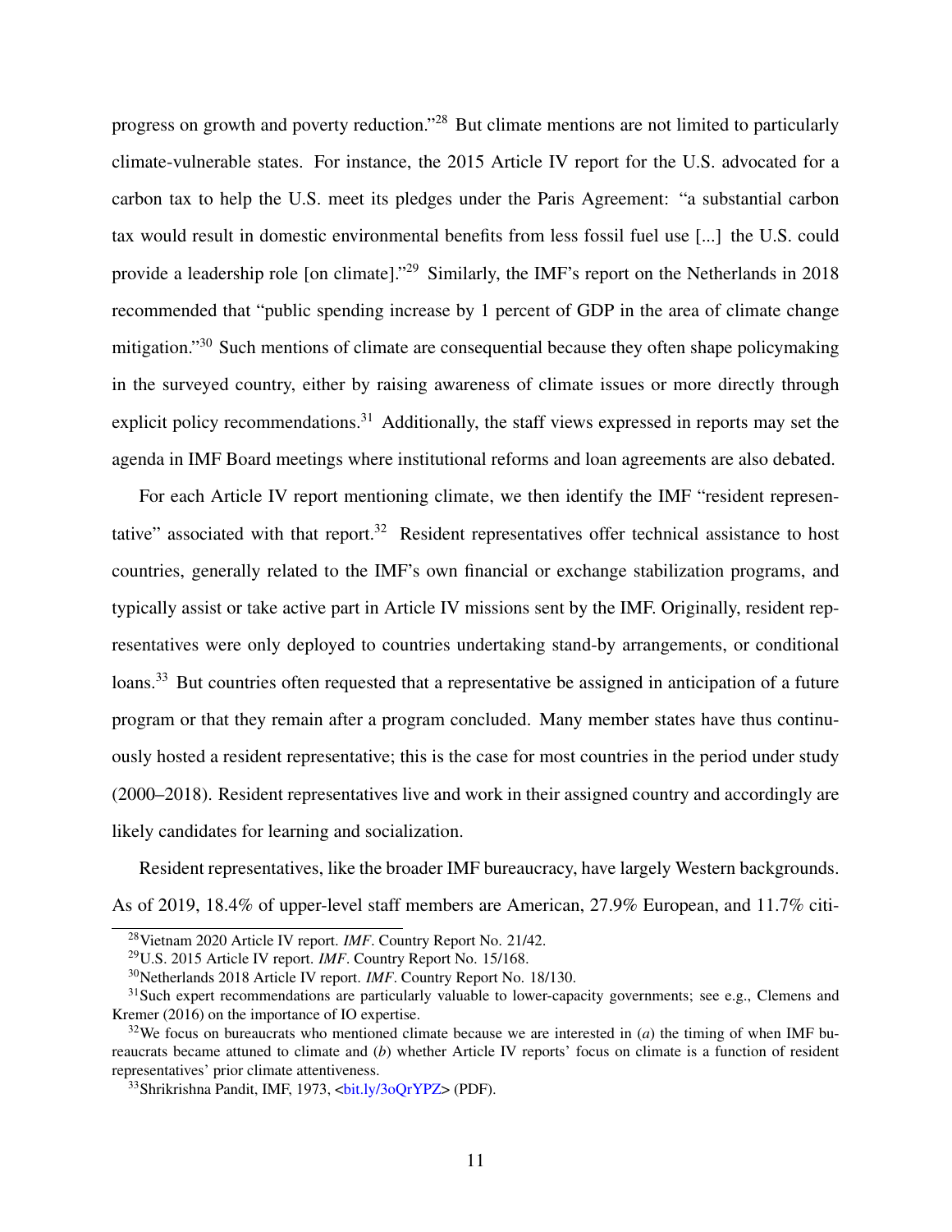progress on growth and poverty reduction."[28] But climate mentions are not limited to particularly climate-vulnerable states. For instance, the 2015 Article IV report for the U.S. advocated for a carbon tax to help the U.S. meet its pledges under the Paris Agreement: "a substantial carbon tax would result in domestic environmental benefits from less fossil fuel use [...] the U.S. could provide a leadership role [on climate]."[29] Similarly, the IMF's report on the Netherlands in 2018 recommended that "public spending increase by 1 percent of GDP in the area of climate change mitigation."[30] Such mentions of climate are consequential because they often shape policymaking in the surveyed country, either by raising awareness of climate issues or more directly through explicit policy recommendations.[31] Additionally, the staff views expressed in reports may set the agenda in IMF Board meetings where institutional reforms and loan agreements are also debated.

For each Article IV report mentioning climate, we then identify the IMF "resident representative" associated with that report.[32] Resident representatives offer technical assistance to host countries, generally related to the IMF's own financial or exchange stabilization programs, and typically assist or take active part in Article IV missions sent by the IMF. Originally, resident representatives were only deployed to countries undertaking stand-by arrangements, or conditional loans.[33] But countries often requested that a representative be assigned in anticipation of a future program or that they remain after a program concluded. Many member states have thus continuously hosted a resident representative; this is the case for most countries in the period under study (2000–2018). Resident representatives live and work in their assigned country and accordingly are likely candidates for learning and socialization.

Resident representatives, like the broader IMF bureaucracy, have largely Western backgrounds. As of 2019, 18.4% of upper-level staff members are American, 27.9% European, and 11.7% citi-

---

[28] Vietnam 2020 Article IV report. *IMF*. Country Report No. 21/42.

[29] U.S. 2015 Article IV report. *IMF*. Country Report No. 15/168.

[30] Netherlands 2018 Article IV report. *IMF*. Country Report No. 18/130.

[31] Such expert recommendations are particularly valuable to lower-capacity governments; see e.g., Clemens and Kremer (2016) on the importance of IO expertise.

[32] We focus on bureaucrats who mentioned climate because we are interested in (*a*) the timing of when IMF bureaucrats became attuned to climate and (*b*) whether Article IV reports' focus on climate is a function of resident representatives' prior climate attentiveness.

[33] Shrikrishna Pandit, IMF, 1973, <bit.ly/3oQrYPZ> (PDF).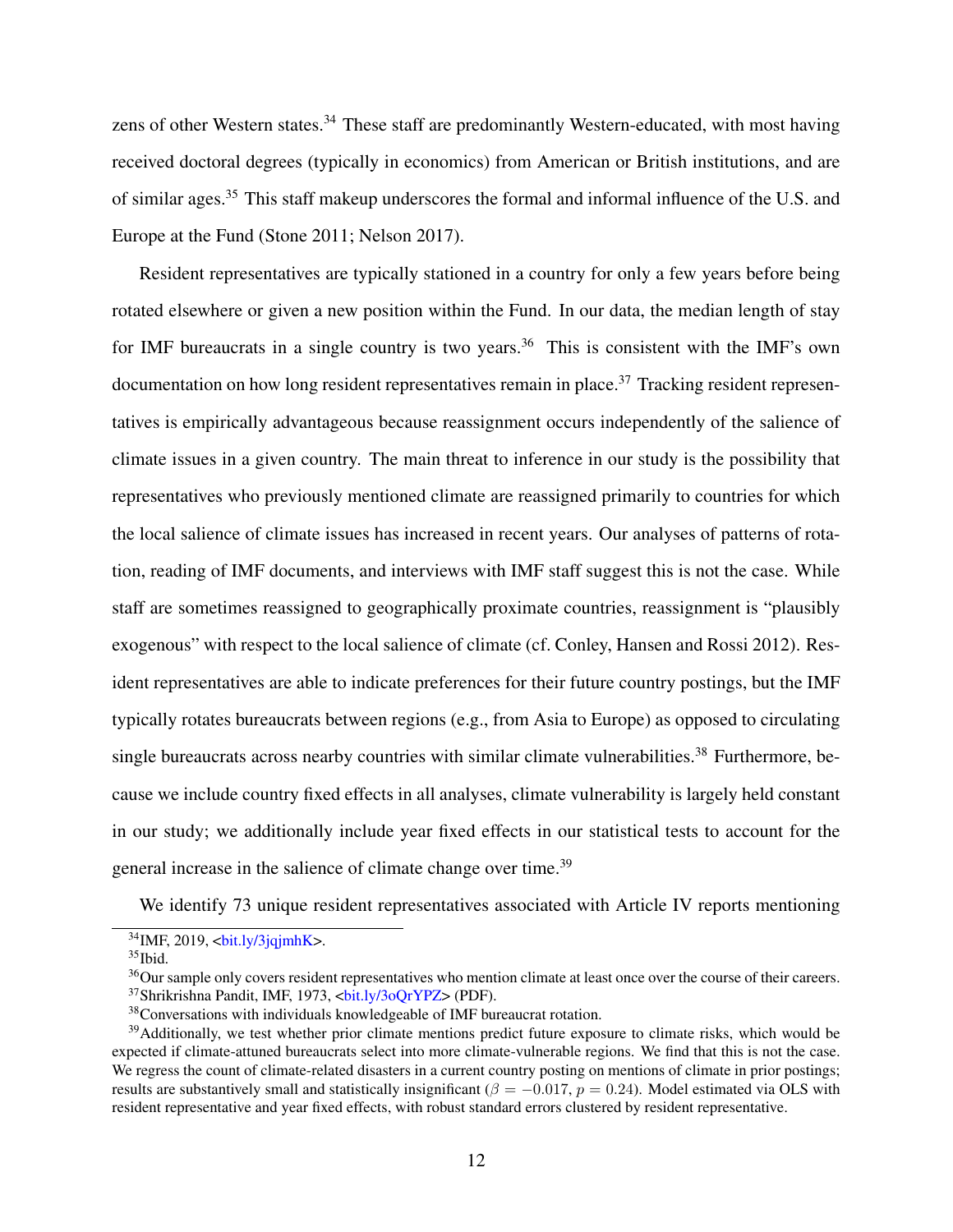zens of other Western states.[34] These staff are predominantly Western-educated, with most having received doctoral degrees (typically in economics) from American or British institutions, and are of similar ages.[35] This staff makeup underscores the formal and informal influence of the U.S. and Europe at the Fund (Stone 2011; Nelson 2017).

Resident representatives are typically stationed in a country for only a few years before being rotated elsewhere or given a new position within the Fund. In our data, the median length of stay for IMF bureaucrats in a single country is two years.[36] This is consistent with the IMF's own documentation on how long resident representatives remain in place.[37] Tracking resident representatives is empirically advantageous because reassignment occurs independently of the salience of climate issues in a given country. The main threat to inference in our study is the possibility that representatives who previously mentioned climate are reassigned primarily to countries for which the local salience of climate issues has increased in recent years. Our analyses of patterns of rotation, reading of IMF documents, and interviews with IMF staff suggest this is not the case. While staff are sometimes reassigned to geographically proximate countries, reassignment is "plausibly exogenous" with respect to the local salience of climate (cf. Conley, Hansen and Rossi 2012). Resident representatives are able to indicate preferences for their future country postings, but the IMF typically rotates bureaucrats between regions (e.g., from Asia to Europe) as opposed to circulating single bureaucrats across nearby countries with similar climate vulnerabilities.[38] Furthermore, because we include country fixed effects in all analyses, climate vulnerability is largely held constant in our study; we additionally include year fixed effects in our statistical tests to account for the general increase in the salience of climate change over time.[39]

We identify 73 unique resident representatives associated with Article IV reports mentioning

---

[34] IMF, 2019, <bit.ly/3jqjmhK>.

[35] Ibid.

[36] Our sample only covers resident representatives who mention climate at least once over the course of their careers.

[37] Shrikrishna Pandit, IMF, 1973, <bit.ly/3oQrYPZ> (PDF).

[38] Conversations with individuals knowledgeable of IMF bureaucrat rotation.

[39] Additionally, we test whether prior climate mentions predict future exposure to climate risks, which would be expected if climate-attuned bureaucrats select into more climate-vulnerable regions. We find that this is not the case. We regress the count of climate-related disasters in a current country posting on mentions of climate in prior postings; results are substantively small and statistically insignificant ($\beta = -0.017$, $p = 0.24$). Model estimated via OLS with resident representative and year fixed effects, with robust standard errors clustered by resident representative.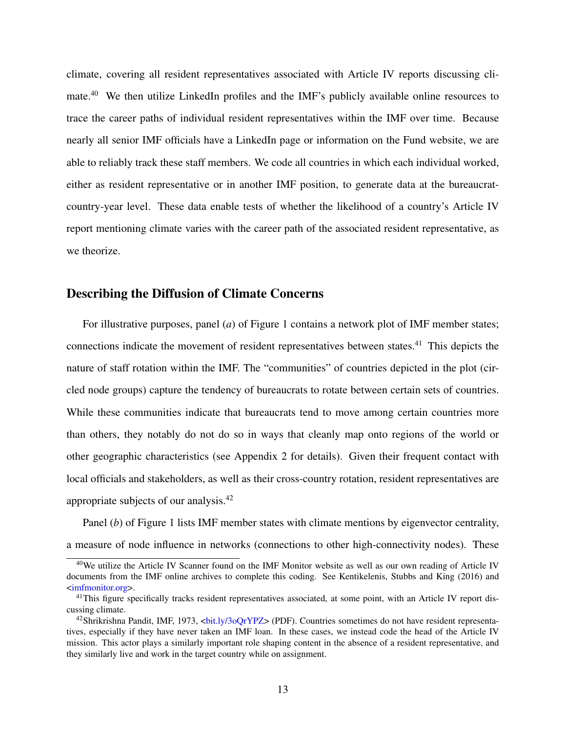climate, covering all resident representatives associated with Article IV reports discussing climate.[40] We then utilize LinkedIn profiles and the IMF's publicly available online resources to trace the career paths of individual resident representatives within the IMF over time. Because nearly all senior IMF officials have a LinkedIn page or information on the Fund website, we are able to reliably track these staff members. We code all countries in which each individual worked, either as resident representative or in another IMF position, to generate data at the bureaucrat-country-year level. These data enable tests of whether the likelihood of a country's Article IV report mentioning climate varies with the career path of the associated resident representative, as we theorize.

## Describing the Diffusion of Climate Concerns

For illustrative purposes, panel (*a*) of Figure 1 contains a network plot of IMF member states; connections indicate the movement of resident representatives between states.[41] This depicts the nature of staff rotation within the IMF. The "communities" of countries depicted in the plot (circled node groups) capture the tendency of bureaucrats to rotate between certain sets of countries. While these communities indicate that bureaucrats tend to move among certain countries more than others, they notably do not do so in ways that cleanly map onto regions of the world or other geographic characteristics (see Appendix 2 for details). Given their frequent contact with local officials and stakeholders, as well as their cross-country rotation, resident representatives are appropriate subjects of our analysis.[42]

Panel (*b*) of Figure 1 lists IMF member states with climate mentions by eigenvector centrality, a measure of node influence in networks (connections to other high-connectivity nodes). These

[40] We utilize the Article IV Scanner found on the IMF Monitor website as well as our own reading of Article IV documents from the IMF online archives to complete this coding. See Kentikelenis, Stubbs and King (2016) and <imfmonitor.org>.

[41] This figure specifically tracks resident representatives associated, at some point, with an Article IV report discussing climate.

[42] Shrikrishna Pandit, IMF, 1973, <bit.ly/3oQrYPZ> (PDF). Countries sometimes do not have resident representatives, especially if they have never taken an IMF loan. In these cases, we instead code the head of the Article IV mission. This actor plays a similarly important role shaping content in the absence of a resident representative, and they similarly live and work in the target country while on assignment.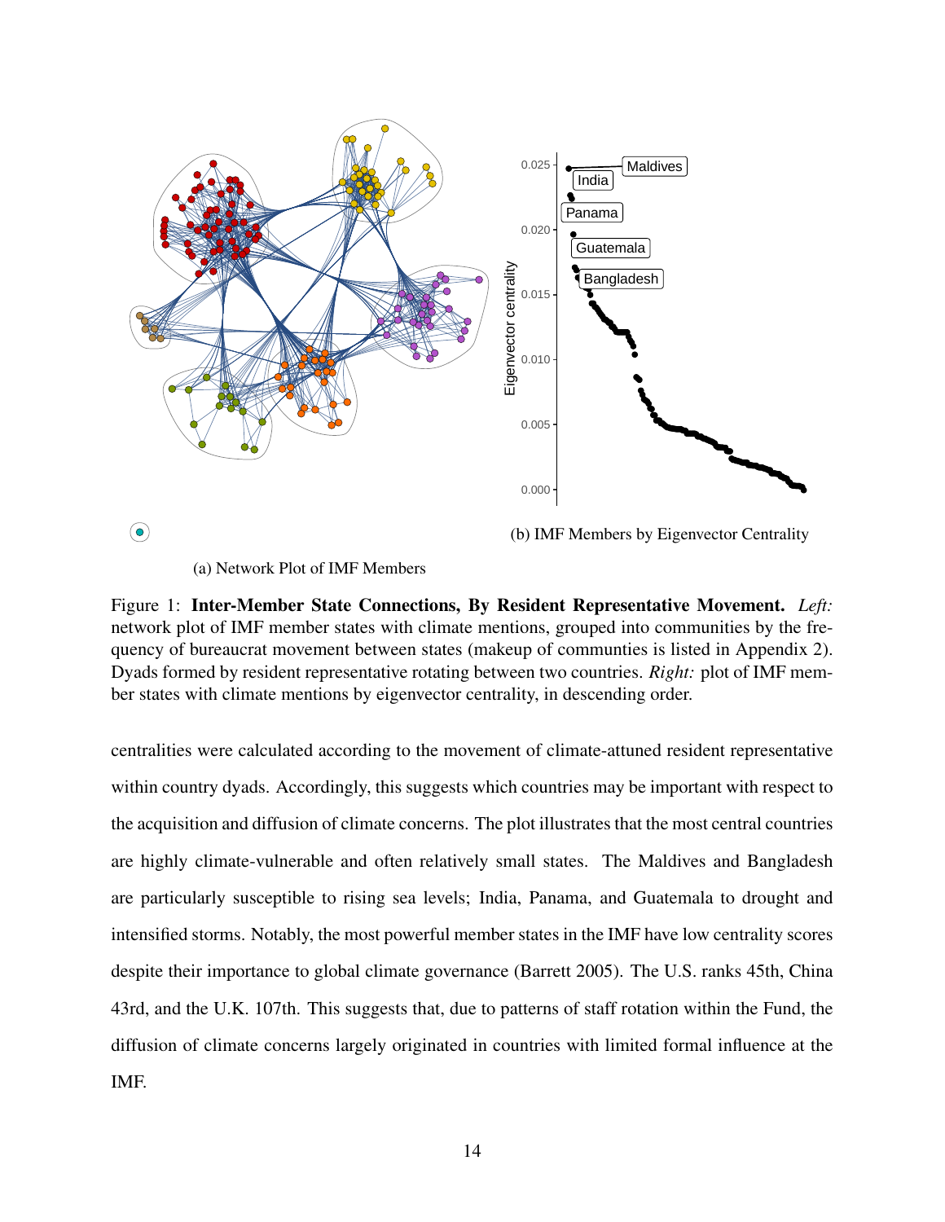(a) Network Plot of IMF Members

(b) IMF Members by Eigenvector Centrality

Figure 1: **Inter-Member State Connections, By Resident Representative Movement.** *Left:* network plot of IMF member states with climate mentions, grouped into communities by the frequency of bureaucrat movement between states (makeup of communties is listed in Appendix 2). Dyads formed by resident representative rotating between two countries. *Right:* plot of IMF member states with climate mentions by eigenvector centrality, in descending order.

centralities were calculated according to the movement of climate-attuned resident representative within country dyads. Accordingly, this suggests which countries may be important with respect to the acquisition and diffusion of climate concerns. The plot illustrates that the most central countries are highly climate-vulnerable and often relatively small states. The Maldives and Bangladesh are particularly susceptible to rising sea levels; India, Panama, and Guatemala to drought and intensified storms. Notably, the most powerful member states in the IMF have low centrality scores despite their importance to global climate governance (Barrett 2005). The U.S. ranks 45th, China 43rd, and the U.K. 107th. This suggests that, due to patterns of staff rotation within the Fund, the diffusion of climate concerns largely originated in countries with limited formal influence at the IMF.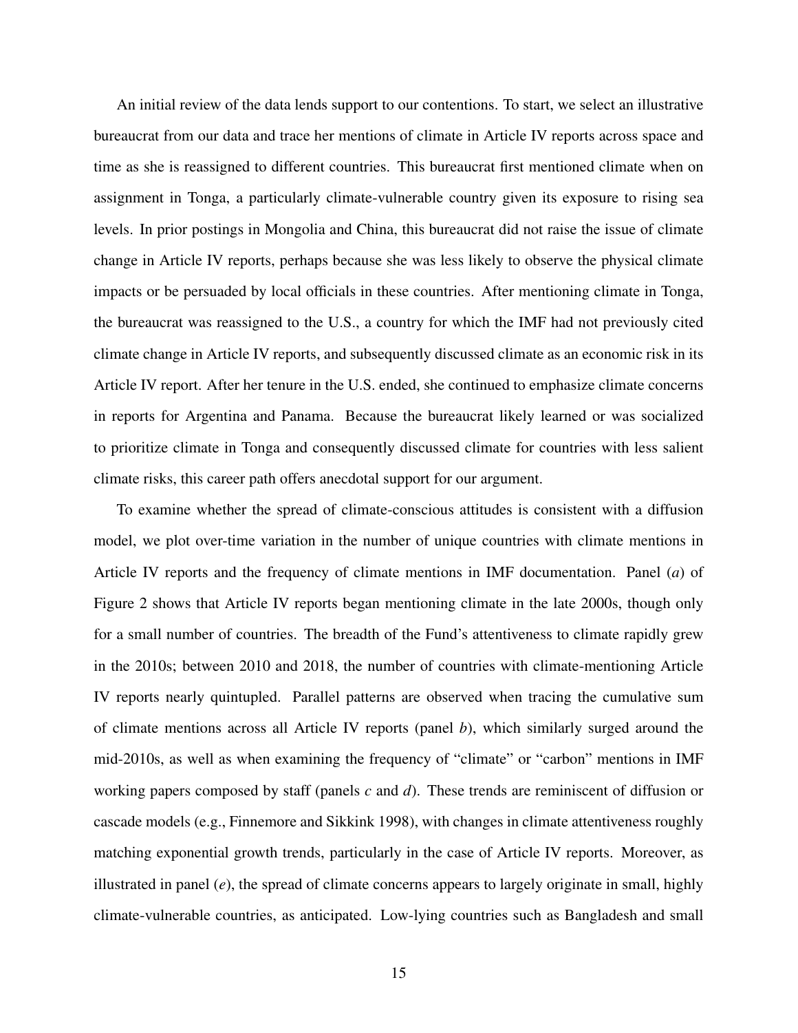An initial review of the data lends support to our contentions. To start, we select an illustrative bureaucrat from our data and trace her mentions of climate in Article IV reports across space and time as she is reassigned to different countries. This bureaucrat first mentioned climate when on assignment in Tonga, a particularly climate-vulnerable country given its exposure to rising sea levels. In prior postings in Mongolia and China, this bureaucrat did not raise the issue of climate change in Article IV reports, perhaps because she was less likely to observe the physical climate impacts or be persuaded by local officials in these countries. After mentioning climate in Tonga, the bureaucrat was reassigned to the U.S., a country for which the IMF had not previously cited climate change in Article IV reports, and subsequently discussed climate as an economic risk in its Article IV report. After her tenure in the U.S. ended, she continued to emphasize climate concerns in reports for Argentina and Panama. Because the bureaucrat likely learned or was socialized to prioritize climate in Tonga and consequently discussed climate for countries with less salient climate risks, this career path offers anecdotal support for our argument.

To examine whether the spread of climate-conscious attitudes is consistent with a diffusion model, we plot over-time variation in the number of unique countries with climate mentions in Article IV reports and the frequency of climate mentions in IMF documentation. Panel (*a*) of Figure 2 shows that Article IV reports began mentioning climate in the late 2000s, though only for a small number of countries. The breadth of the Fund's attentiveness to climate rapidly grew in the 2010s; between 2010 and 2018, the number of countries with climate-mentioning Article IV reports nearly quintupled. Parallel patterns are observed when tracing the cumulative sum of climate mentions across all Article IV reports (panel *b*), which similarly surged around the mid-2010s, as well as when examining the frequency of "climate" or "carbon" mentions in IMF working papers composed by staff (panels *c* and *d*). These trends are reminiscent of diffusion or cascade models (e.g., Finnemore and Sikkink 1998), with changes in climate attentiveness roughly matching exponential growth trends, particularly in the case of Article IV reports. Moreover, as illustrated in panel (*e*), the spread of climate concerns appears to largely originate in small, highly climate-vulnerable countries, as anticipated. Low-lying countries such as Bangladesh and small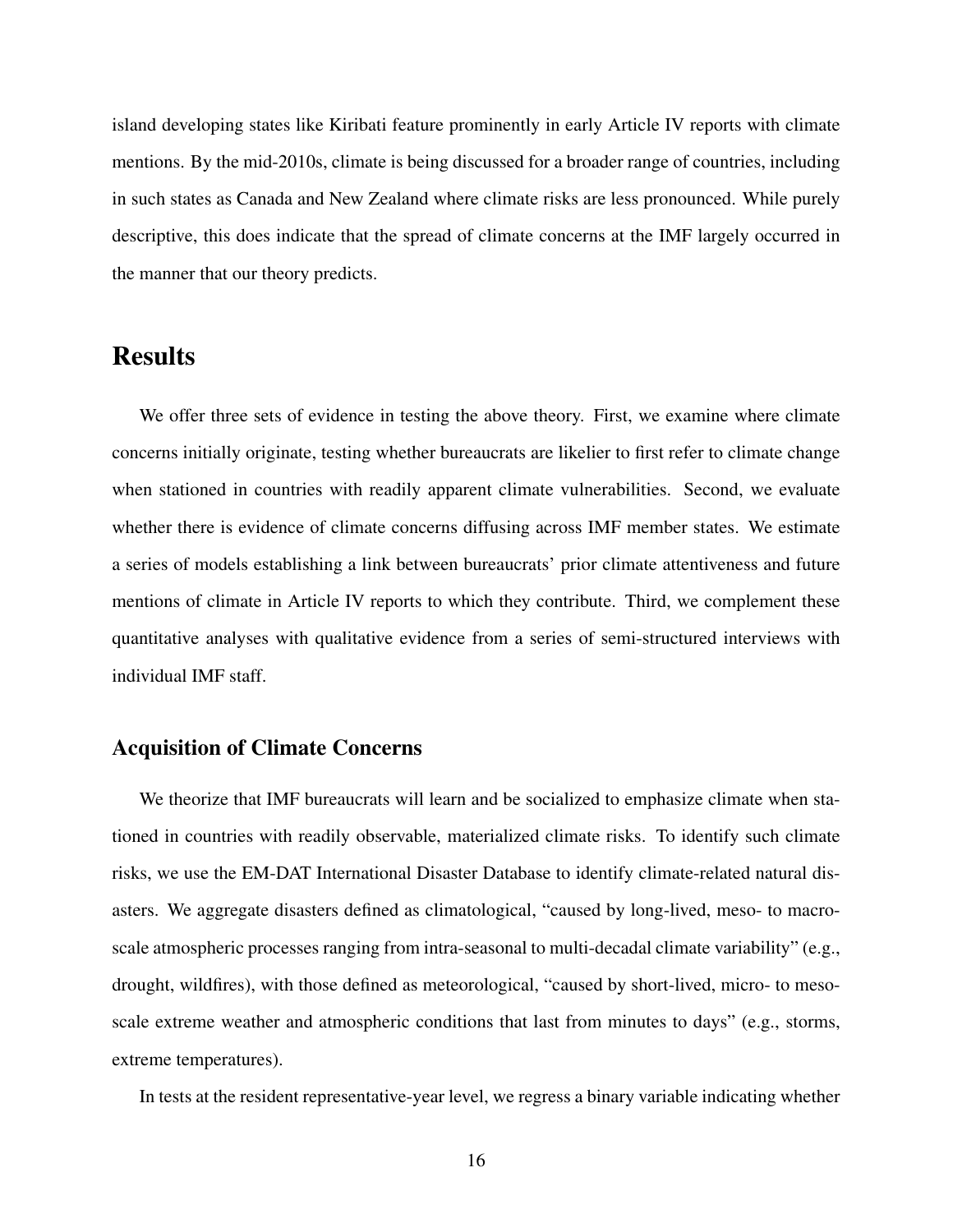island developing states like Kiribati feature prominently in early Article IV reports with climate mentions. By the mid-2010s, climate is being discussed for a broader range of countries, including in such states as Canada and New Zealand where climate risks are less pronounced. While purely descriptive, this does indicate that the spread of climate concerns at the IMF largely occurred in the manner that our theory predicts.

## Results

We offer three sets of evidence in testing the above theory. First, we examine where climate concerns initially originate, testing whether bureaucrats are likelier to first refer to climate change when stationed in countries with readily apparent climate vulnerabilities. Second, we evaluate whether there is evidence of climate concerns diffusing across IMF member states. We estimate a series of models establishing a link between bureaucrats' prior climate attentiveness and future mentions of climate in Article IV reports to which they contribute. Third, we complement these quantitative analyses with qualitative evidence from a series of semi-structured interviews with individual IMF staff.

### Acquisition of Climate Concerns

We theorize that IMF bureaucrats will learn and be socialized to emphasize climate when stationed in countries with readily observable, materialized climate risks. To identify such climate risks, we use the EM-DAT International Disaster Database to identify climate-related natural disasters. We aggregate disasters defined as climatological, "caused by long-lived, meso- to macro-scale atmospheric processes ranging from intra-seasonal to multi-decadal climate variability" (e.g., drought, wildfires), with those defined as meteorological, "caused by short-lived, micro- to meso-scale extreme weather and atmospheric conditions that last from minutes to days" (e.g., storms, extreme temperatures).

In tests at the resident representative-year level, we regress a binary variable indicating whether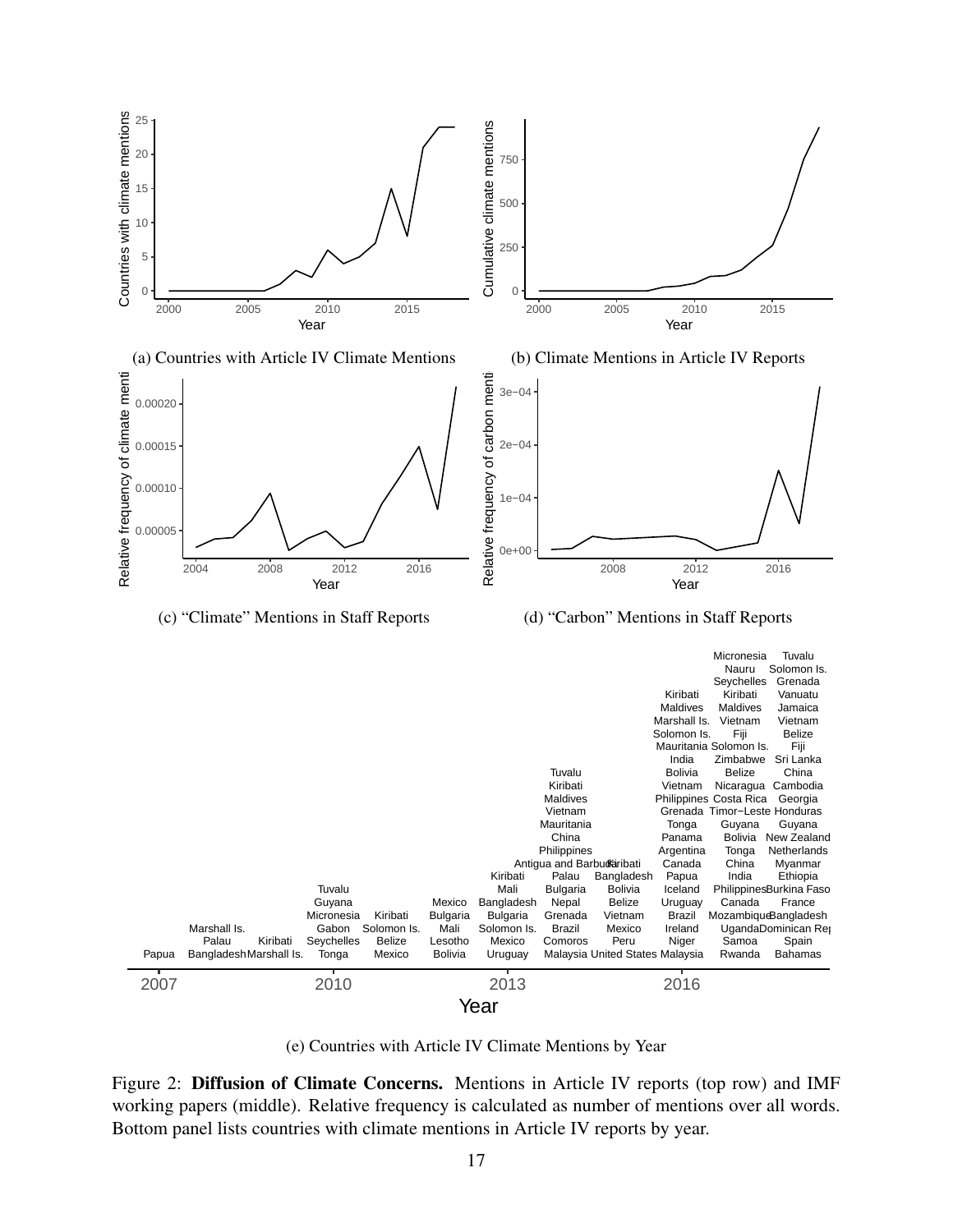(a) Countries with Article IV Climate Mentions

(b) Climate Mentions in Article IV Reports

(c) "Climate" Mentions in Staff Reports

(d) "Carbon" Mentions in Staff Reports

(e) Countries with Article IV Climate Mentions by Year

Figure 2: **Diffusion of Climate Concerns.** Mentions in Article IV reports (top row) and IMF working papers (middle). Relative frequency is calculated as number of mentions over all words. Bottom panel lists countries with climate mentions in Article IV reports by year.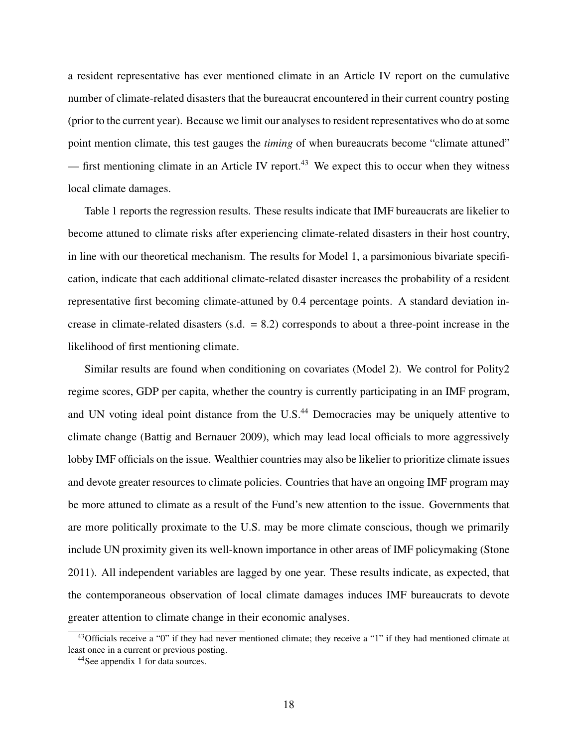a resident representative has ever mentioned climate in an Article IV report on the cumulative number of climate-related disasters that the bureaucrat encountered in their current country posting (prior to the current year). Because we limit our analyses to resident representatives who do at some point mention climate, this test gauges the *timing* of when bureaucrats become "climate attuned" — first mentioning climate in an Article IV report.[43] We expect this to occur when they witness local climate damages.

Table 1 reports the regression results. These results indicate that IMF bureaucrats are likelier to become attuned to climate risks after experiencing climate-related disasters in their host country, in line with our theoretical mechanism. The results for Model 1, a parsimonious bivariate specification, indicate that each additional climate-related disaster increases the probability of a resident representative first becoming climate-attuned by 0.4 percentage points. A standard deviation increase in climate-related disasters (s.d. = 8.2) corresponds to about a three-point increase in the likelihood of first mentioning climate.

Similar results are found when conditioning on covariates (Model 2). We control for Polity2 regime scores, GDP per capita, whether the country is currently participating in an IMF program, and UN voting ideal point distance from the U.S.[44] Democracies may be uniquely attentive to climate change (Battig and Bernauer 2009), which may lead local officials to more aggressively lobby IMF officials on the issue. Wealthier countries may also be likelier to prioritize climate issues and devote greater resources to climate policies. Countries that have an ongoing IMF program may be more attuned to climate as a result of the Fund's new attention to the issue. Governments that are more politically proximate to the U.S. may be more climate conscious, though we primarily include UN proximity given its well-known importance in other areas of IMF policymaking (Stone 2011). All independent variables are lagged by one year. These results indicate, as expected, that the contemporaneous observation of local climate damages induces IMF bureaucrats to devote greater attention to climate change in their economic analyses.

[43] Officials receive a "0" if they had never mentioned climate; they receive a "1" if they had mentioned climate at least once in a current or previous posting.

[44] See appendix 1 for data sources.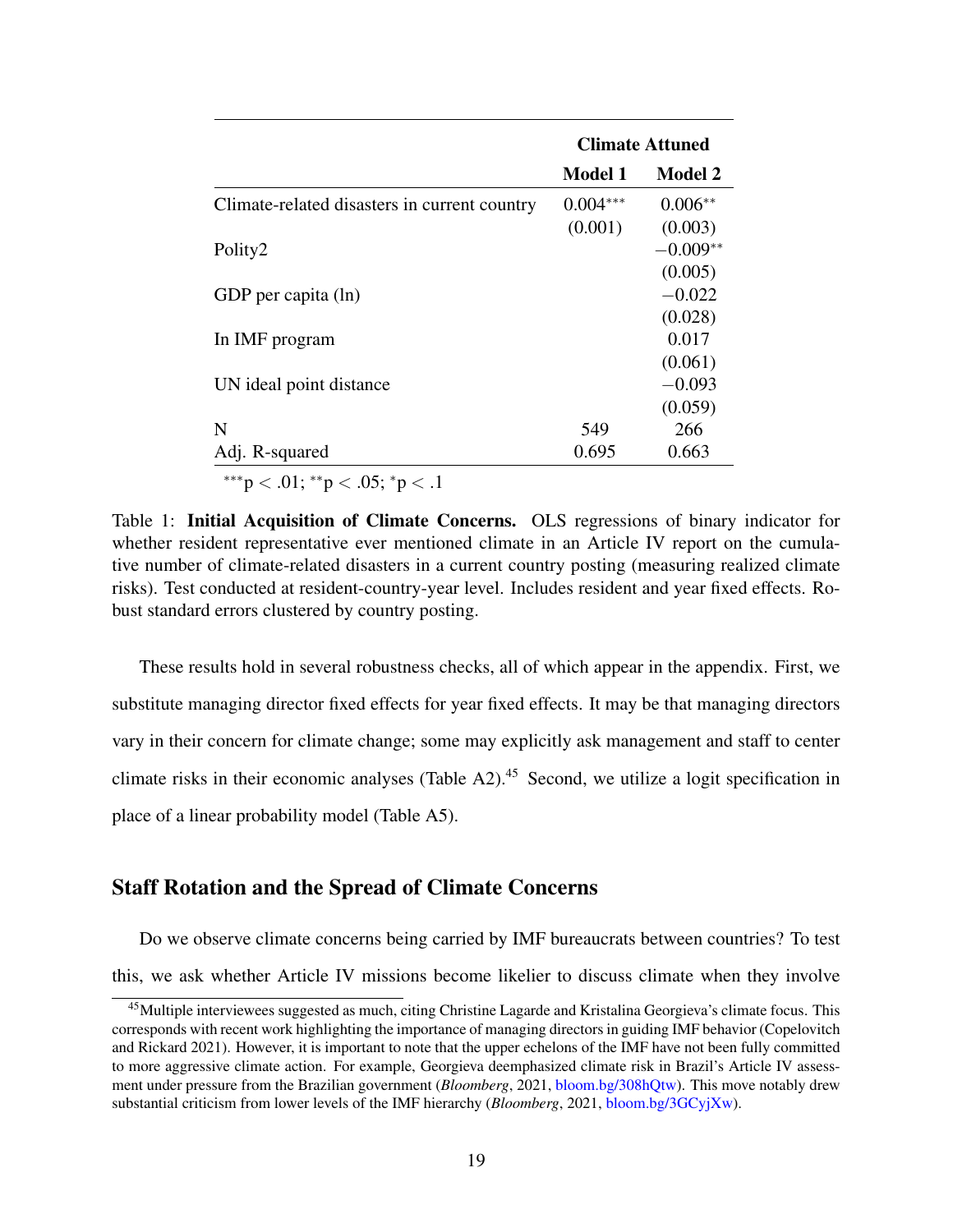| | Climate Attuned | |
|---|---|---|
| | Model 1 | Model 2 |
| Climate-related disasters in current country | 0.004*** | 0.006** |
| | (0.001) | (0.003) |
| Polity2 | | −0.009** |
| | | (0.005) |
| GDP per capita (ln) | | −0.022 |
| | | (0.028) |
| In IMF program | | 0.017 |
| | | (0.061) |
| UN ideal point distance | | −0.093 |
| | | (0.059) |
| N | 549 | 266 |
| Adj. R-squared | 0.695 | 0.663 |

***$p < .01$; **$p < .05$; *$p < .1$

Table 1: **Initial Acquisition of Climate Concerns.** OLS regressions of binary indicator for whether resident representative ever mentioned climate in an Article IV report on the cumulative number of climate-related disasters in a current country posting (measuring realized climate risks). Test conducted at resident-country-year level. Includes resident and year fixed effects. Robust standard errors clustered by country posting.

These results hold in several robustness checks, all of which appear in the appendix. First, we substitute managing director fixed effects for year fixed effects. It may be that managing directors vary in their concern for climate change; some may explicitly ask management and staff to center climate risks in their economic analyses (Table A2).[45] Second, we utilize a logit specification in place of a linear probability model (Table A5).

## Staff Rotation and the Spread of Climate Concerns

Do we observe climate concerns being carried by IMF bureaucrats between countries? To test this, we ask whether Article IV missions become likelier to discuss climate when they involve

[45] Multiple interviewees suggested as much, citing Christine Lagarde and Kristalina Georgieva's climate focus. This corresponds with recent work highlighting the importance of managing directors in guiding IMF behavior (Copelovitch and Rickard 2021). However, it is important to note that the upper echelons of the IMF have not been fully committed to more aggressive climate action. For example, Georgieva deemphasized climate risk in Brazil's Article IV assessment under pressure from the Brazilian government (*Bloomberg*, 2021, bloom.bg/308hQtw). This move notably drew substantial criticism from lower levels of the IMF hierarchy (*Bloomberg*, 2021, bloom.bg/3GCyjXw).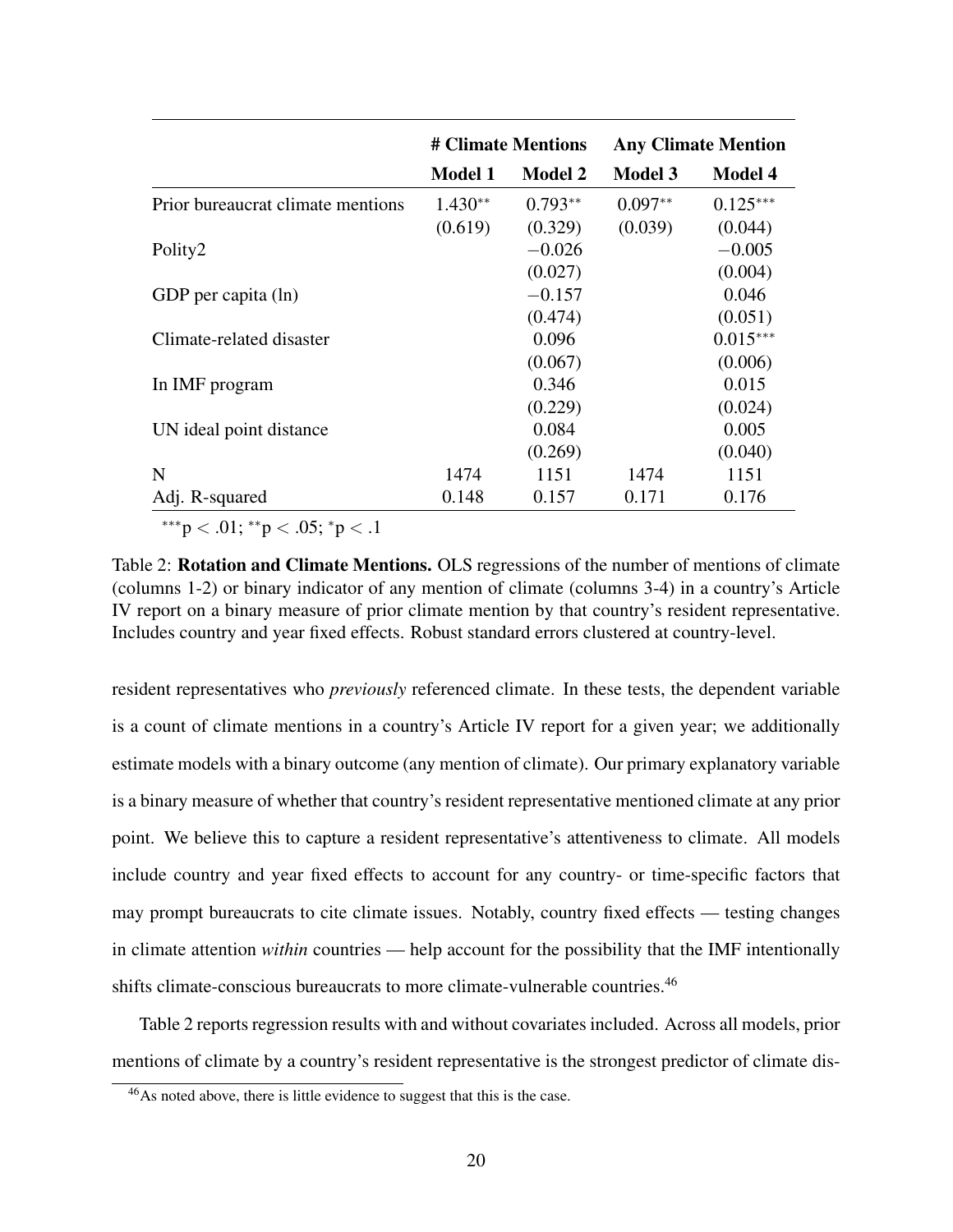| | # Climate Mentions | | Any Climate Mention | |
|---|---|---|---|---|
| | **Model 1** | **Model 2** | **Model 3** | **Model 4** |
| Prior bureaucrat climate mentions | $1.430^{**}$ | $0.793^{**}$ | $0.097^{**}$ | $0.125^{***}$ |
| | (0.619) | (0.329) | (0.039) | (0.044) |
| Polity2 | | $-0.026$ | | $-0.005$ |
| | | (0.027) | | (0.004) |
| GDP per capita (ln) | | $-0.157$ | | 0.046 |
| | | (0.474) | | (0.051) |
| Climate-related disaster | | 0.096 | | $0.015^{***}$ |
| | | (0.067) | | (0.006) |
| In IMF program | | 0.346 | | 0.015 |
| | | (0.229) | | (0.024) |
| UN ideal point distance | | 0.084 | | 0.005 |
| | | (0.269) | | (0.040) |
| N | 1474 | 1151 | 1474 | 1151 |
| Adj. R-squared | 0.148 | 0.157 | 0.171 | 0.176 |

$^{***}p < .01$; $^{**}p < .05$; $^{*}p < .1$

Table 2: **Rotation and Climate Mentions.** OLS regressions of the number of mentions of climate (columns 1-2) or binary indicator of any mention of climate (columns 3-4) in a country's Article IV report on a binary measure of prior climate mention by that country's resident representative. Includes country and year fixed effects. Robust standard errors clustered at country-level.

resident representatives who *previously* referenced climate. In these tests, the dependent variable is a count of climate mentions in a country's Article IV report for a given year; we additionally estimate models with a binary outcome (any mention of climate). Our primary explanatory variable is a binary measure of whether that country's resident representative mentioned climate at any prior point. We believe this to capture a resident representative's attentiveness to climate. All models include country and year fixed effects to account for any country- or time-specific factors that may prompt bureaucrats to cite climate issues. Notably, country fixed effects — testing changes in climate attention *within* countries — help account for the possibility that the IMF intentionally shifts climate-conscious bureaucrats to more climate-vulnerable countries.[46]

Table 2 reports regression results with and without covariates included. Across all models, prior mentions of climate by a country's resident representative is the strongest predictor of climate dis-

[46] As noted above, there is little evidence to suggest that this is the case.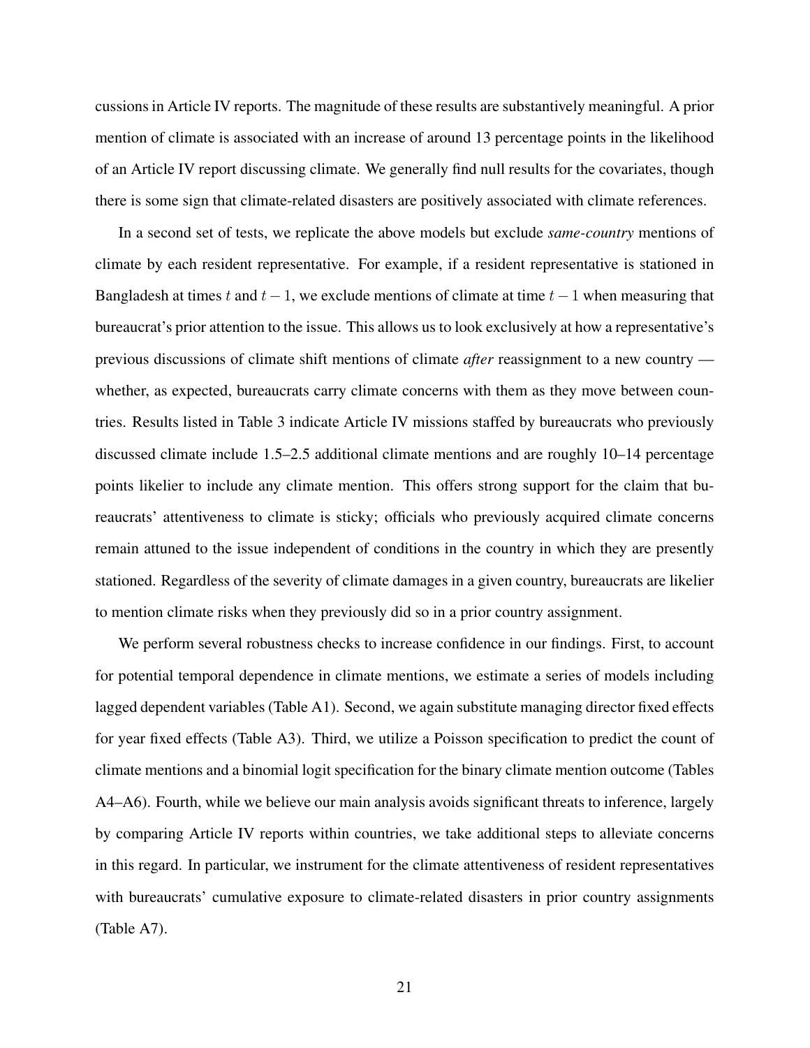cussions in Article IV reports. The magnitude of these results are substantively meaningful. A prior mention of climate is associated with an increase of around 13 percentage points in the likelihood of an Article IV report discussing climate. We generally find null results for the covariates, though there is some sign that climate-related disasters are positively associated with climate references.

In a second set of tests, we replicate the above models but exclude *same-country* mentions of climate by each resident representative. For example, if a resident representative is stationed in Bangladesh at times $t$ and $t-1$, we exclude mentions of climate at time $t-1$ when measuring that bureaucrat's prior attention to the issue. This allows us to look exclusively at how a representative's previous discussions of climate shift mentions of climate *after* reassignment to a new country — whether, as expected, bureaucrats carry climate concerns with them as they move between countries. Results listed in Table 3 indicate Article IV missions staffed by bureaucrats who previously discussed climate include 1.5–2.5 additional climate mentions and are roughly 10–14 percentage points likelier to include any climate mention. This offers strong support for the claim that bureaucrats' attentiveness to climate is sticky; officials who previously acquired climate concerns remain attuned to the issue independent of conditions in the country in which they are presently stationed. Regardless of the severity of climate damages in a given country, bureaucrats are likelier to mention climate risks when they previously did so in a prior country assignment.

We perform several robustness checks to increase confidence in our findings. First, to account for potential temporal dependence in climate mentions, we estimate a series of models including lagged dependent variables (Table A1). Second, we again substitute managing director fixed effects for year fixed effects (Table A3). Third, we utilize a Poisson specification to predict the count of climate mentions and a binomial logit specification for the binary climate mention outcome (Tables A4–A6). Fourth, while we believe our main analysis avoids significant threats to inference, largely by comparing Article IV reports within countries, we take additional steps to alleviate concerns in this regard. In particular, we instrument for the climate attentiveness of resident representatives with bureaucrats' cumulative exposure to climate-related disasters in prior country assignments (Table A7).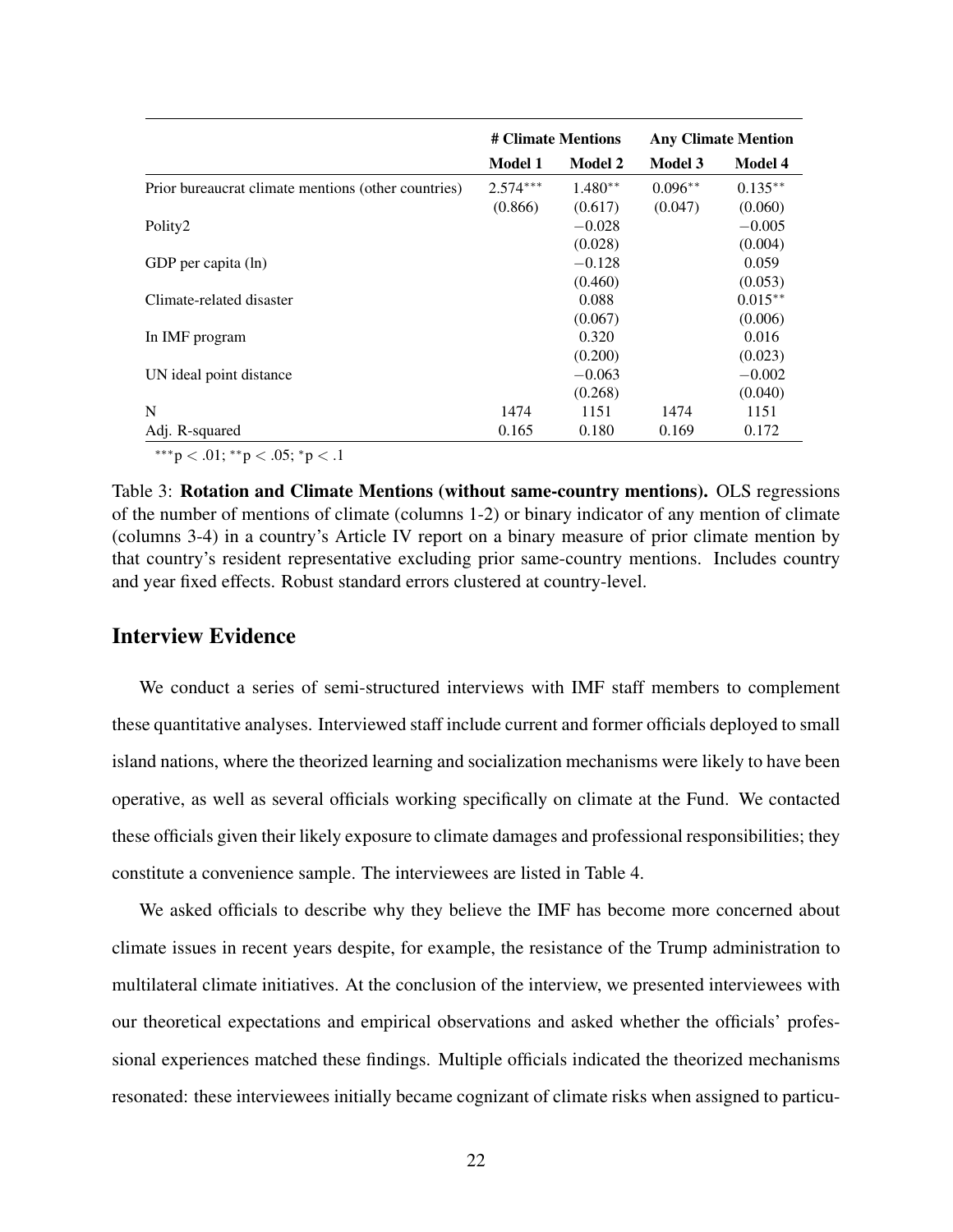| | # Climate Mentions | | Any Climate Mention | |
|---|---|---|---|---|
| | Model 1 | Model 2 | Model 3 | Model 4 |
| Prior bureaucrat climate mentions (other countries) | $2.574^{***}$ | $1.480^{**}$ | $0.096^{**}$ | $0.135^{**}$ |
| | (0.866) | (0.617) | (0.047) | (0.060) |
| Polity2 | | $-0.028$ | | $-0.005$ |
| | | (0.028) | | (0.004) |
| GDP per capita (ln) | | $-0.128$ | | 0.059 |
| | | (0.460) | | (0.053) |
| Climate-related disaster | | 0.088 | | $0.015^{**}$ |
| | | (0.067) | | (0.006) |
| In IMF program | | 0.320 | | 0.016 |
| | | (0.200) | | (0.023) |
| UN ideal point distance | | $-0.063$ | | $-0.002$ |
| | | (0.268) | | (0.040) |
| N | 1474 | 1151 | 1474 | 1151 |
| Adj. R-squared | 0.165 | 0.180 | 0.169 | 0.172 |

$^{***}p < .01$; $^{**}p < .05$; $^{*}p < .1$

Table 3: **Rotation and Climate Mentions (without same-country mentions).** OLS regressions of the number of mentions of climate (columns 1-2) or binary indicator of any mention of climate (columns 3-4) in a country's Article IV report on a binary measure of prior climate mention by that country's resident representative excluding prior same-country mentions. Includes country and year fixed effects. Robust standard errors clustered at country-level.

## Interview Evidence

We conduct a series of semi-structured interviews with IMF staff members to complement these quantitative analyses. Interviewed staff include current and former officials deployed to small island nations, where the theorized learning and socialization mechanisms were likely to have been operative, as well as several officials working specifically on climate at the Fund. We contacted these officials given their likely exposure to climate damages and professional responsibilities; they constitute a convenience sample. The interviewees are listed in Table 4.

We asked officials to describe why they believe the IMF has become more concerned about climate issues in recent years despite, for example, the resistance of the Trump administration to multilateral climate initiatives. At the conclusion of the interview, we presented interviewees with our theoretical expectations and empirical observations and asked whether the officials' professional experiences matched these findings. Multiple officials indicated the theorized mechanisms resonated: these interviewees initially became cognizant of climate risks when assigned to particu-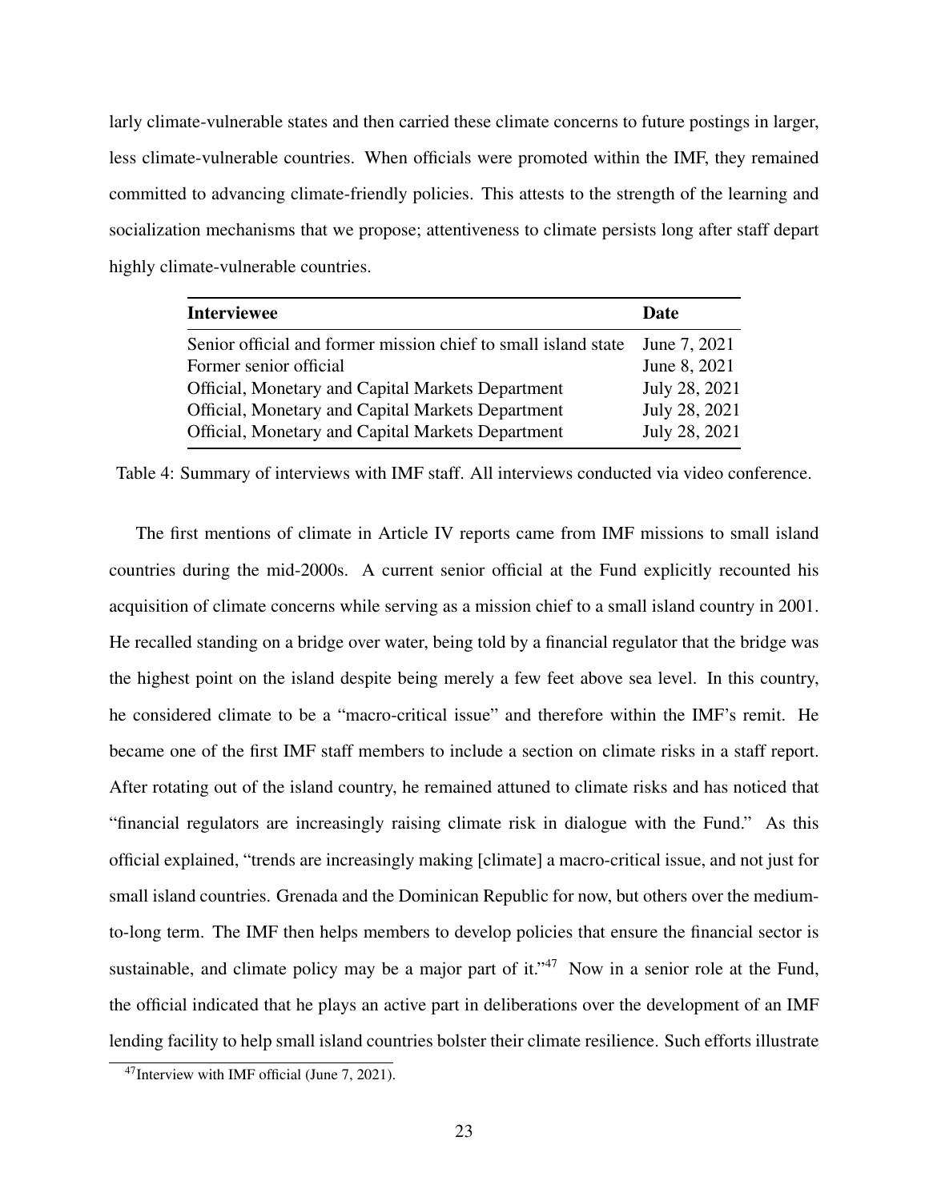larly climate-vulnerable states and then carried these climate concerns to future postings in larger, less climate-vulnerable countries. When officials were promoted within the IMF, they remained committed to advancing climate-friendly policies. This attests to the strength of the learning and socialization mechanisms that we propose; attentiveness to climate persists long after staff depart highly climate-vulnerable countries.

| **Interviewee** | **Date** |
|---|---|
| Senior official and former mission chief to small island state | June 7, 2021 |
| Former senior official | June 8, 2021 |
| Official, Monetary and Capital Markets Department | July 28, 2021 |
| Official, Monetary and Capital Markets Department | July 28, 2021 |
| Official, Monetary and Capital Markets Department | July 28, 2021 |

Table 4: Summary of interviews with IMF staff. All interviews conducted via video conference.

The first mentions of climate in Article IV reports came from IMF missions to small island countries during the mid-2000s. A current senior official at the Fund explicitly recounted his acquisition of climate concerns while serving as a mission chief to a small island country in 2001. He recalled standing on a bridge over water, being told by a financial regulator that the bridge was the highest point on the island despite being merely a few feet above sea level. In this country, he considered climate to be a "macro-critical issue" and therefore within the IMF's remit. He became one of the first IMF staff members to include a section on climate risks in a staff report. After rotating out of the island country, he remained attuned to climate risks and has noticed that "financial regulators are increasingly raising climate risk in dialogue with the Fund." As this official explained, "trends are increasingly making [climate] a macro-critical issue, and not just for small island countries. Grenada and the Dominican Republic for now, but others over the medium-to-long term. The IMF then helps members to develop policies that ensure the financial sector is sustainable, and climate policy may be a major part of it."[47] Now in a senior role at the Fund, the official indicated that he plays an active part in deliberations over the development of an IMF lending facility to help small island countries bolster their climate resilience. Such efforts illustrate

[47] Interview with IMF official (June 7, 2021).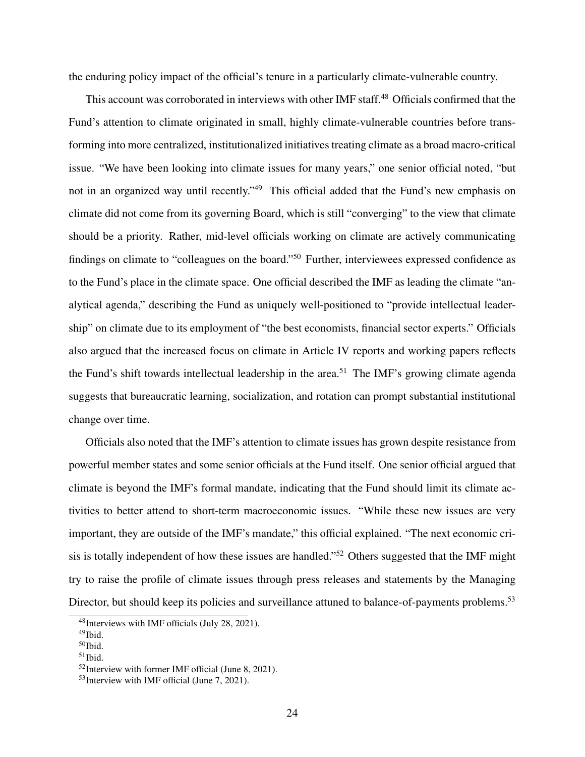the enduring policy impact of the official's tenure in a particularly climate-vulnerable country.

This account was corroborated in interviews with other IMF staff.[48] Officials confirmed that the Fund's attention to climate originated in small, highly climate-vulnerable countries before transforming into more centralized, institutionalized initiatives treating climate as a broad macro-critical issue. "We have been looking into climate issues for many years," one senior official noted, "but not in an organized way until recently."[49] This official added that the Fund's new emphasis on climate did not come from its governing Board, which is still "converging" to the view that climate should be a priority. Rather, mid-level officials working on climate are actively communicating findings on climate to "colleagues on the board."[50] Further, interviewees expressed confidence as to the Fund's place in the climate space. One official described the IMF as leading the climate "analytical agenda," describing the Fund as uniquely well-positioned to "provide intellectual leadership" on climate due to its employment of "the best economists, financial sector experts." Officials also argued that the increased focus on climate in Article IV reports and working papers reflects the Fund's shift towards intellectual leadership in the area.[51] The IMF's growing climate agenda suggests that bureaucratic learning, socialization, and rotation can prompt substantial institutional change over time.

Officials also noted that the IMF's attention to climate issues has grown despite resistance from powerful member states and some senior officials at the Fund itself. One senior official argued that climate is beyond the IMF's formal mandate, indicating that the Fund should limit its climate activities to better attend to short-term macroeconomic issues. "While these new issues are very important, they are outside of the IMF's mandate," this official explained. "The next economic crisis is totally independent of how these issues are handled."[52] Others suggested that the IMF might try to raise the profile of climate issues through press releases and statements by the Managing Director, but should keep its policies and surveillance attuned to balance-of-payments problems.[53]

[48] Interviews with IMF officials (July 28, 2021).

[49] Ibid.

[50] Ibid.

[51] Ibid.

[52] Interview with former IMF official (June 8, 2021).

[53] Interview with IMF official (June 7, 2021).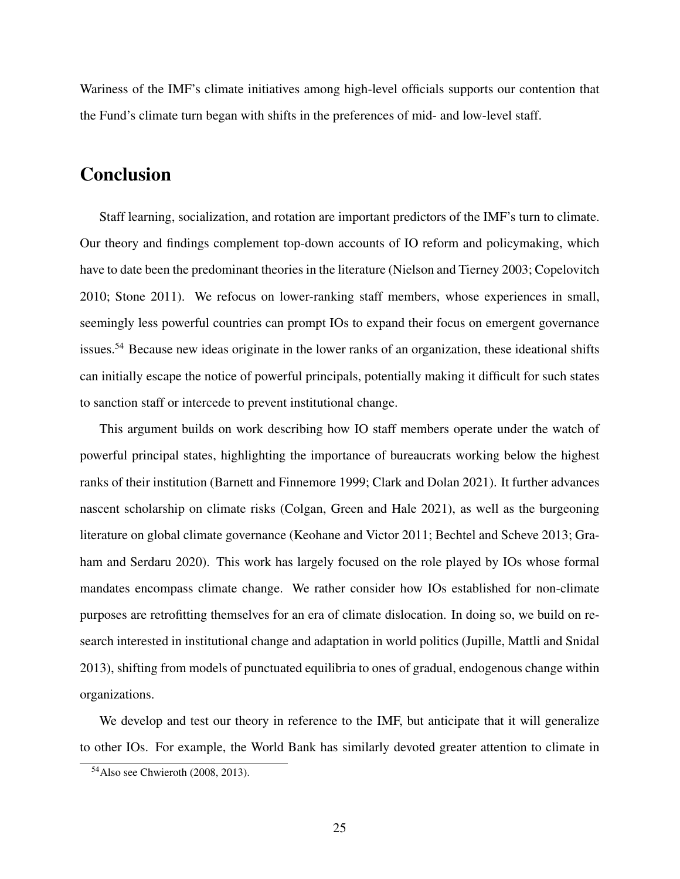Wariness of the IMF's climate initiatives among high-level officials supports our contention that the Fund's climate turn began with shifts in the preferences of mid- and low-level staff.

## Conclusion

Staff learning, socialization, and rotation are important predictors of the IMF's turn to climate. Our theory and findings complement top-down accounts of IO reform and policymaking, which have to date been the predominant theories in the literature (Nielson and Tierney 2003; Copelovitch 2010; Stone 2011). We refocus on lower-ranking staff members, whose experiences in small, seemingly less powerful countries can prompt IOs to expand their focus on emergent governance issues.[54] Because new ideas originate in the lower ranks of an organization, these ideational shifts can initially escape the notice of powerful principals, potentially making it difficult for such states to sanction staff or intercede to prevent institutional change.

This argument builds on work describing how IO staff members operate under the watch of powerful principal states, highlighting the importance of bureaucrats working below the highest ranks of their institution (Barnett and Finnemore 1999; Clark and Dolan 2021). It further advances nascent scholarship on climate risks (Colgan, Green and Hale 2021), as well as the burgeoning literature on global climate governance (Keohane and Victor 2011; Bechtel and Scheve 2013; Graham and Serdaru 2020). This work has largely focused on the role played by IOs whose formal mandates encompass climate change. We rather consider how IOs established for non-climate purposes are retrofitting themselves for an era of climate dislocation. In doing so, we build on research interested in institutional change and adaptation in world politics (Jupille, Mattli and Snidal 2013), shifting from models of punctuated equilibria to ones of gradual, endogenous change within organizations.

We develop and test our theory in reference to the IMF, but anticipate that it will generalize to other IOs. For example, the World Bank has similarly devoted greater attention to climate in

[54] Also see Chwieroth (2008, 2013).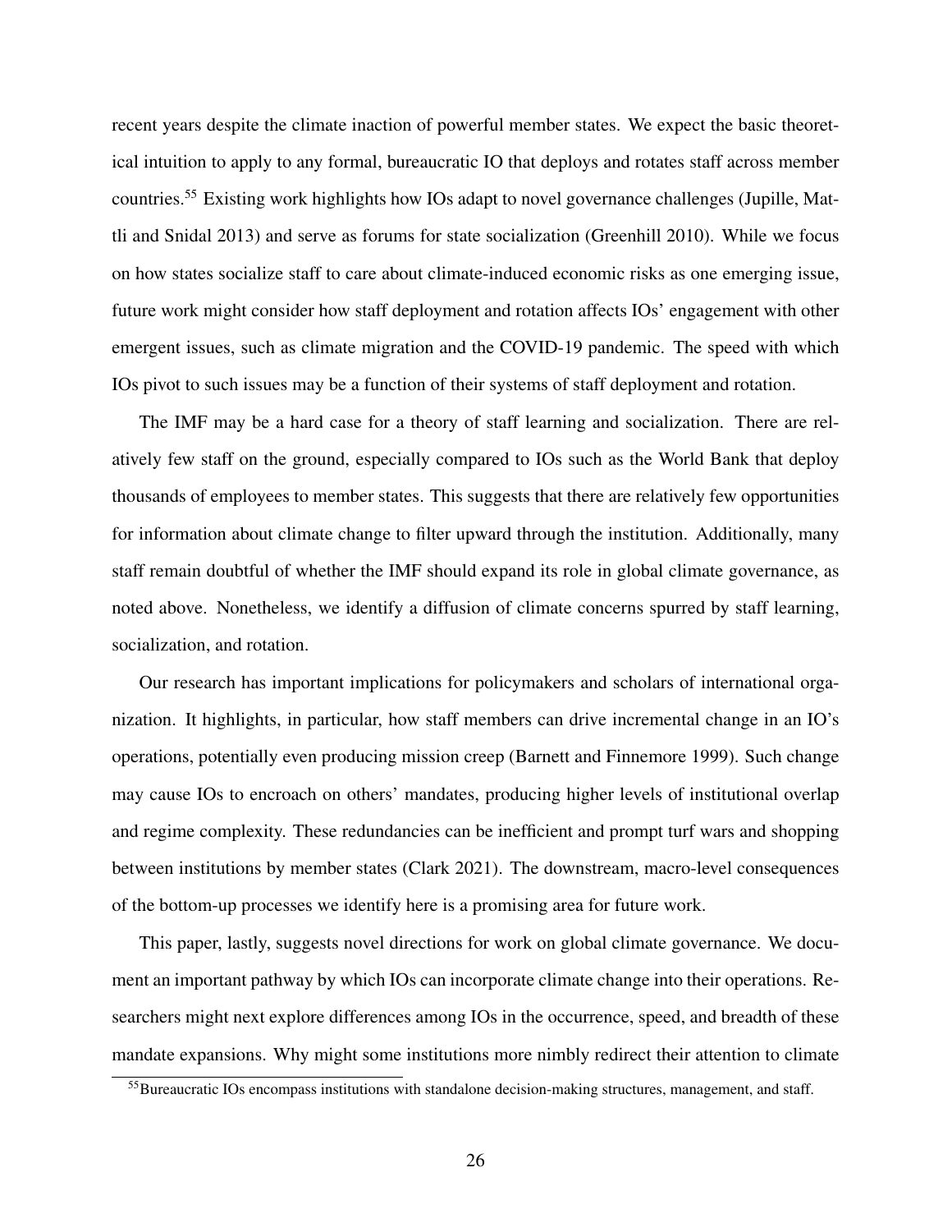recent years despite the climate inaction of powerful member states. We expect the basic theoretical intuition to apply to any formal, bureaucratic IO that deploys and rotates staff across member countries.[55] Existing work highlights how IOs adapt to novel governance challenges (Jupille, Mattli and Snidal 2013) and serve as forums for state socialization (Greenhill 2010). While we focus on how states socialize staff to care about climate-induced economic risks as one emerging issue, future work might consider how staff deployment and rotation affects IOs' engagement with other emergent issues, such as climate migration and the COVID-19 pandemic. The speed with which IOs pivot to such issues may be a function of their systems of staff deployment and rotation.

The IMF may be a hard case for a theory of staff learning and socialization. There are relatively few staff on the ground, especially compared to IOs such as the World Bank that deploy thousands of employees to member states. This suggests that there are relatively few opportunities for information about climate change to filter upward through the institution. Additionally, many staff remain doubtful of whether the IMF should expand its role in global climate governance, as noted above. Nonetheless, we identify a diffusion of climate concerns spurred by staff learning, socialization, and rotation.

Our research has important implications for policymakers and scholars of international organization. It highlights, in particular, how staff members can drive incremental change in an IO's operations, potentially even producing mission creep (Barnett and Finnemore 1999). Such change may cause IOs to encroach on others' mandates, producing higher levels of institutional overlap and regime complexity. These redundancies can be inefficient and prompt turf wars and shopping between institutions by member states (Clark 2021). The downstream, macro-level consequences of the bottom-up processes we identify here is a promising area for future work.

This paper, lastly, suggests novel directions for work on global climate governance. We document an important pathway by which IOs can incorporate climate change into their operations. Researchers might next explore differences among IOs in the occurrence, speed, and breadth of these mandate expansions. Why might some institutions more nimbly redirect their attention to climate

[55] Bureaucratic IOs encompass institutions with standalone decision-making structures, management, and staff.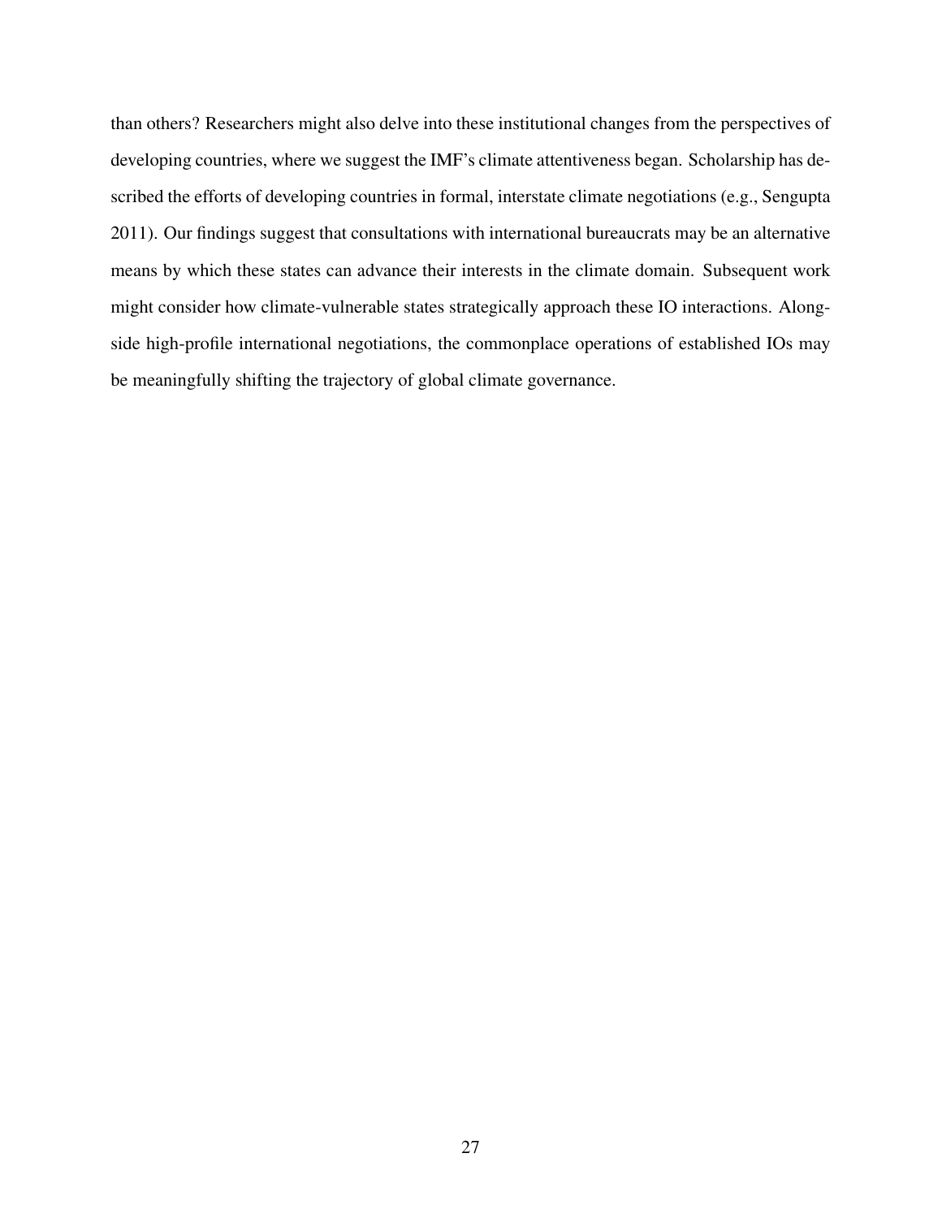than others? Researchers might also delve into these institutional changes from the perspectives of developing countries, where we suggest the IMF's climate attentiveness began. Scholarship has described the efforts of developing countries in formal, interstate climate negotiations (e.g., Sengupta 2011). Our findings suggest that consultations with international bureaucrats may be an alternative means by which these states can advance their interests in the climate domain. Subsequent work might consider how climate-vulnerable states strategically approach these IO interactions. Alongside high-profile international negotiations, the commonplace operations of established IOs may be meaningfully shifting the trajectory of global climate governance.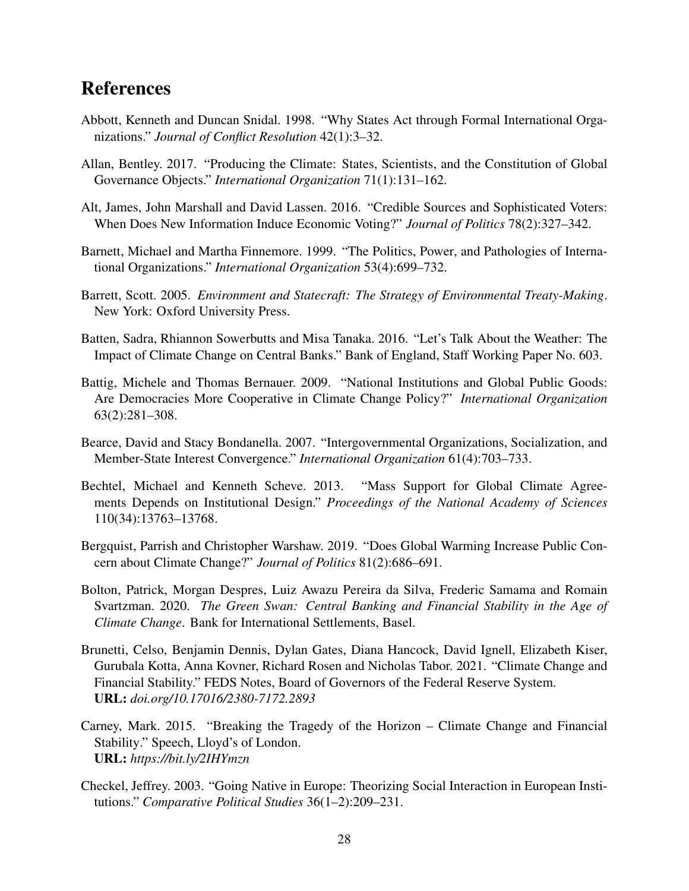# References

Abbott, Kenneth and Duncan Snidal. 1998. "Why States Act through Formal International Organizations." *Journal of Conflict Resolution* 42(1):3–32.

Allan, Bentley. 2017. "Producing the Climate: States, Scientists, and the Constitution of Global Governance Objects." *International Organization* 71(1):131–162.

Alt, James, John Marshall and David Lassen. 2016. "Credible Sources and Sophisticated Voters: When Does New Information Induce Economic Voting?" *Journal of Politics* 78(2):327–342.

Barnett, Michael and Martha Finnemore. 1999. "The Politics, Power, and Pathologies of International Organizations." *International Organization* 53(4):699–732.

Barrett, Scott. 2005. *Environment and Statecraft: The Strategy of Environmental Treaty-Making*. New York: Oxford University Press.

Batten, Sadra, Rhiannon Sowerbutts and Misa Tanaka. 2016. "Let's Talk About the Weather: The Impact of Climate Change on Central Banks." Bank of England, Staff Working Paper No. 603.

Battig, Michele and Thomas Bernauer. 2009. "National Institutions and Global Public Goods: Are Democracies More Cooperative in Climate Change Policy?" *International Organization* 63(2):281–308.

Bearce, David and Stacy Bondanella. 2007. "Intergovernmental Organizations, Socialization, and Member-State Interest Convergence." *International Organization* 61(4):703–733.

Bechtel, Michael and Kenneth Scheve. 2013. "Mass Support for Global Climate Agreements Depends on Institutional Design." *Proceedings of the National Academy of Sciences* 110(34):13763–13768.

Bergquist, Parrish and Christopher Warshaw. 2019. "Does Global Warming Increase Public Concern about Climate Change?" *Journal of Politics* 81(2):686–691.

Bolton, Patrick, Morgan Despres, Luiz Awazu Pereira da Silva, Frederic Samama and Romain Svartzman. 2020. *The Green Swan: Central Banking and Financial Stability in the Age of Climate Change*. Bank for International Settlements, Basel.

Brunetti, Celso, Benjamin Dennis, Dylan Gates, Diana Hancock, David Ignell, Elizabeth Kiser, Gurubala Kotta, Anna Kovner, Richard Rosen and Nicholas Tabor. 2021. "Climate Change and Financial Stability." FEDS Notes, Board of Governors of the Federal Reserve System.
**URL:** *doi.org/10.17016/2380-7172.2893*

Carney, Mark. 2015. "Breaking the Tragedy of the Horizon – Climate Change and Financial Stability." Speech, Lloyd's of London.
**URL:** *https://bit.ly/2IHYmzn*

Checkel, Jeffrey. 2003. "Going Native in Europe: Theorizing Social Interaction in European Institutions." *Comparative Political Studies* 36(1–2):209–231.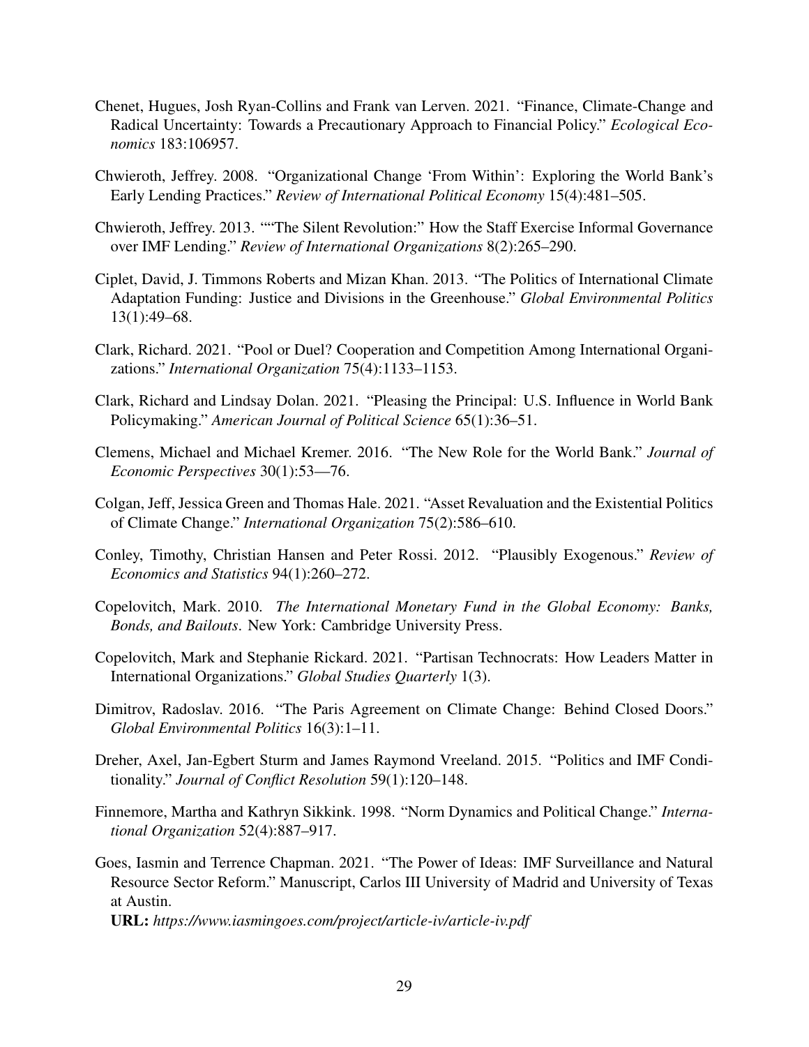Chenet, Hugues, Josh Ryan-Collins and Frank van Lerven. 2021. "Finance, Climate-Change and Radical Uncertainty: Towards a Precautionary Approach to Financial Policy." *Ecological Economics* 183:106957.

Chwieroth, Jeffrey. 2008. "Organizational Change 'From Within': Exploring the World Bank's Early Lending Practices." *Review of International Political Economy* 15(4):481–505.

Chwieroth, Jeffrey. 2013. ""The Silent Revolution:" How the Staff Exercise Informal Governance over IMF Lending." *Review of International Organizations* 8(2):265–290.

Ciplet, David, J. Timmons Roberts and Mizan Khan. 2013. "The Politics of International Climate Adaptation Funding: Justice and Divisions in the Greenhouse." *Global Environmental Politics* 13(1):49–68.

Clark, Richard. 2021. "Pool or Duel? Cooperation and Competition Among International Organizations." *International Organization* 75(4):1133–1153.

Clark, Richard and Lindsay Dolan. 2021. "Pleasing the Principal: U.S. Influence in World Bank Policymaking." *American Journal of Political Science* 65(1):36–51.

Clemens, Michael and Michael Kremer. 2016. "The New Role for the World Bank." *Journal of Economic Perspectives* 30(1):53—76.

Colgan, Jeff, Jessica Green and Thomas Hale. 2021. "Asset Revaluation and the Existential Politics of Climate Change." *International Organization* 75(2):586–610.

Conley, Timothy, Christian Hansen and Peter Rossi. 2012. "Plausibly Exogenous." *Review of Economics and Statistics* 94(1):260–272.

Copelovitch, Mark. 2010. *The International Monetary Fund in the Global Economy: Banks, Bonds, and Bailouts*. New York: Cambridge University Press.

Copelovitch, Mark and Stephanie Rickard. 2021. "Partisan Technocrats: How Leaders Matter in International Organizations." *Global Studies Quarterly* 1(3).

Dimitrov, Radoslav. 2016. "The Paris Agreement on Climate Change: Behind Closed Doors." *Global Environmental Politics* 16(3):1–11.

Dreher, Axel, Jan-Egbert Sturm and James Raymond Vreeland. 2015. "Politics and IMF Conditionality." *Journal of Conflict Resolution* 59(1):120–148.

Finnemore, Martha and Kathryn Sikkink. 1998. "Norm Dynamics and Political Change." *International Organization* 52(4):887–917.

Goes, Iasmin and Terrence Chapman. 2021. "The Power of Ideas: IMF Surveillance and Natural Resource Sector Reform." Manuscript, Carlos III University of Madrid and University of Texas at Austin.
**URL:** *https://www.iasmingoes.com/project/article-iv/article-iv.pdf*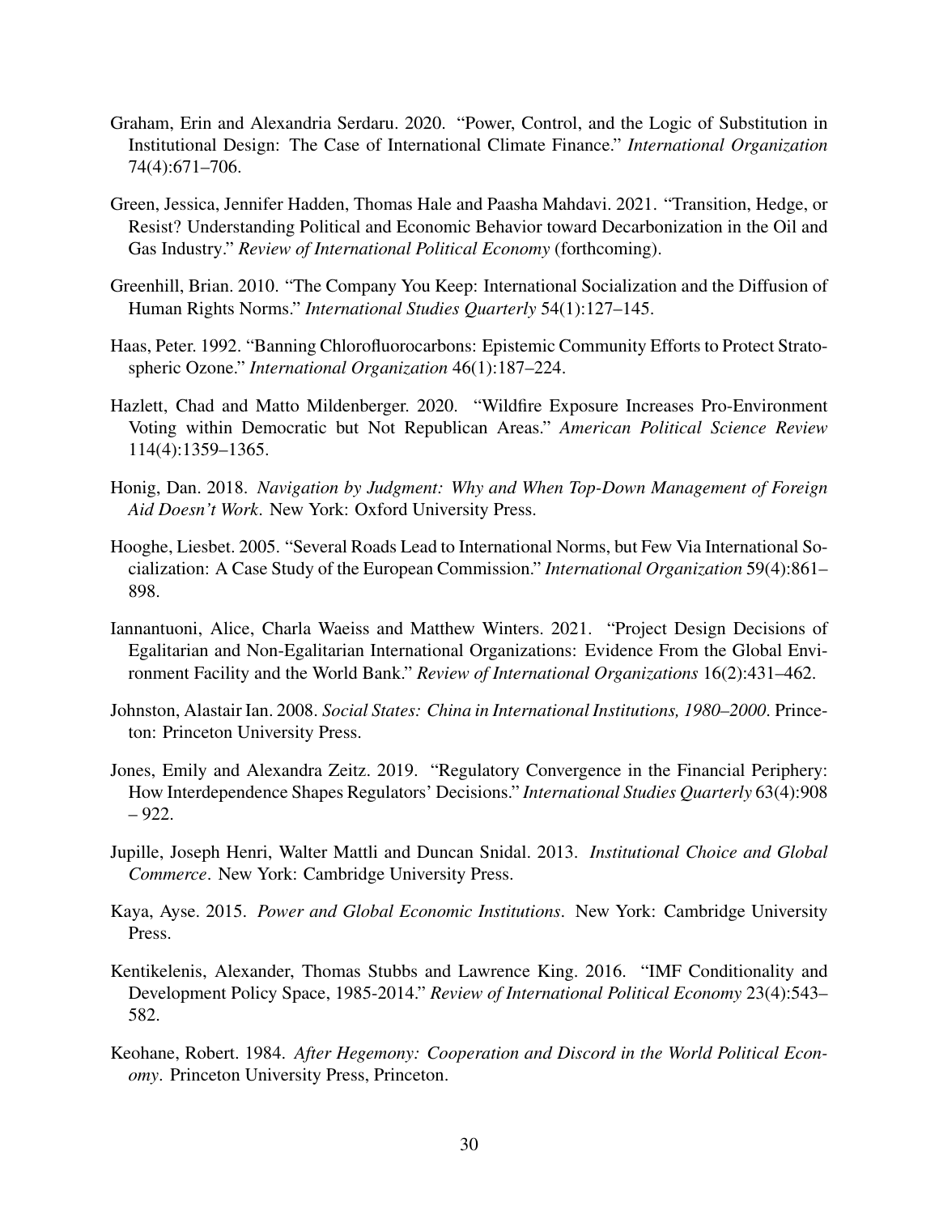Graham, Erin and Alexandria Serdaru. 2020. "Power, Control, and the Logic of Substitution in Institutional Design: The Case of International Climate Finance." *International Organization* 74(4):671–706.

Green, Jessica, Jennifer Hadden, Thomas Hale and Paasha Mahdavi. 2021. "Transition, Hedge, or Resist? Understanding Political and Economic Behavior toward Decarbonization in the Oil and Gas Industry." *Review of International Political Economy* (forthcoming).

Greenhill, Brian. 2010. "The Company You Keep: International Socialization and the Diffusion of Human Rights Norms." *International Studies Quarterly* 54(1):127–145.

Haas, Peter. 1992. "Banning Chlorofluorocarbons: Epistemic Community Efforts to Protect Stratospheric Ozone." *International Organization* 46(1):187–224.

Hazlett, Chad and Matto Mildenberger. 2020. "Wildfire Exposure Increases Pro-Environment Voting within Democratic but Not Republican Areas." *American Political Science Review* 114(4):1359–1365.

Honig, Dan. 2018. *Navigation by Judgment: Why and When Top-Down Management of Foreign Aid Doesn't Work*. New York: Oxford University Press.

Hooghe, Liesbet. 2005. "Several Roads Lead to International Norms, but Few Via International Socialization: A Case Study of the European Commission." *International Organization* 59(4):861–898.

Iannantuoni, Alice, Charla Waeiss and Matthew Winters. 2021. "Project Design Decisions of Egalitarian and Non-Egalitarian International Organizations: Evidence From the Global Environment Facility and the World Bank." *Review of International Organizations* 16(2):431–462.

Johnston, Alastair Ian. 2008. *Social States: China in International Institutions, 1980–2000*. Princeton: Princeton University Press.

Jones, Emily and Alexandra Zeitz. 2019. "Regulatory Convergence in the Financial Periphery: How Interdependence Shapes Regulators' Decisions." *International Studies Quarterly* 63(4):908 – 922.

Jupille, Joseph Henri, Walter Mattli and Duncan Snidal. 2013. *Institutional Choice and Global Commerce*. New York: Cambridge University Press.

Kaya, Ayse. 2015. *Power and Global Economic Institutions*. New York: Cambridge University Press.

Kentikelenis, Alexander, Thomas Stubbs and Lawrence King. 2016. "IMF Conditionality and Development Policy Space, 1985-2014." *Review of International Political Economy* 23(4):543–582.

Keohane, Robert. 1984. *After Hegemony: Cooperation and Discord in the World Political Economy*. Princeton University Press, Princeton.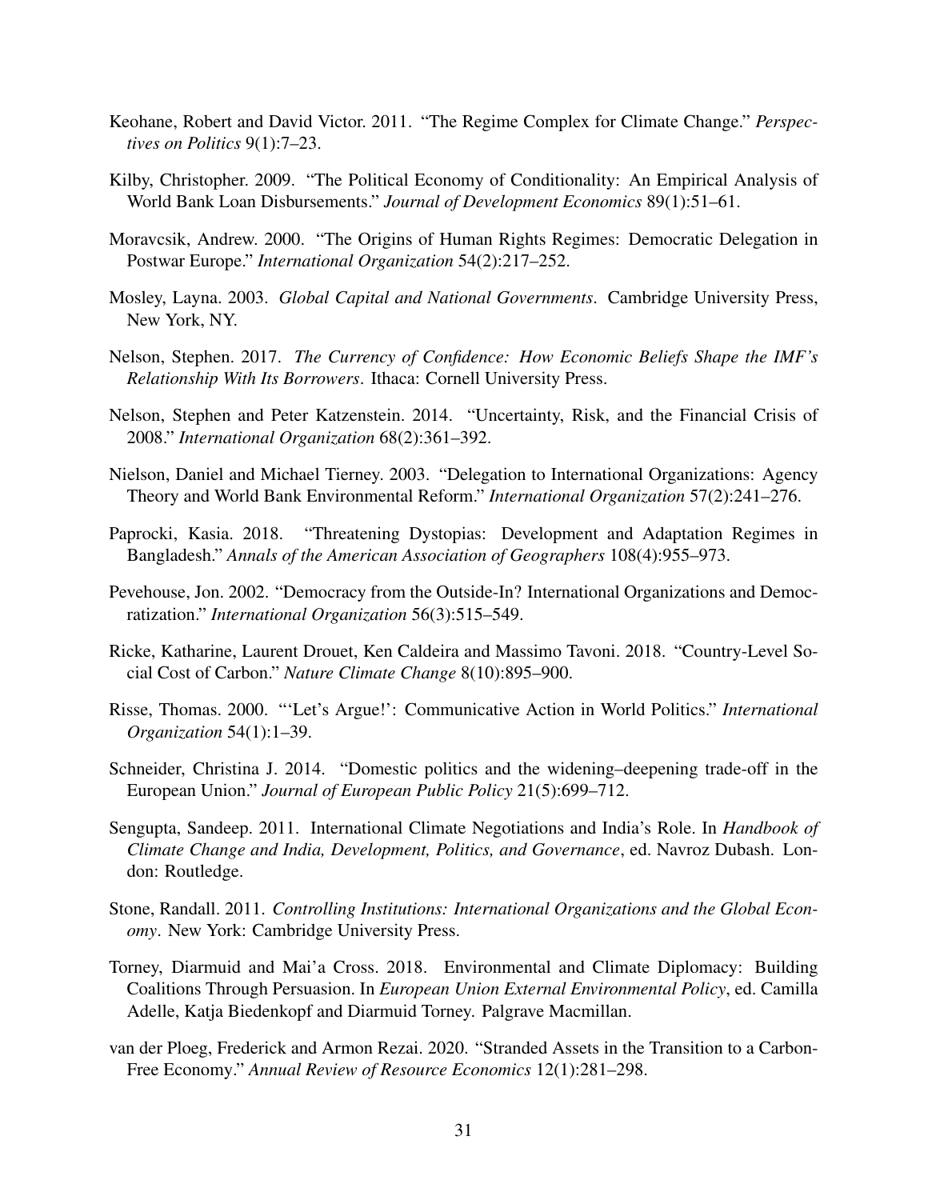Keohane, Robert and David Victor. 2011. "The Regime Complex for Climate Change." *Perspectives on Politics* 9(1):7–23.

Kilby, Christopher. 2009. "The Political Economy of Conditionality: An Empirical Analysis of World Bank Loan Disbursements." *Journal of Development Economics* 89(1):51–61.

Moravcsik, Andrew. 2000. "The Origins of Human Rights Regimes: Democratic Delegation in Postwar Europe." *International Organization* 54(2):217–252.

Mosley, Layna. 2003. *Global Capital and National Governments*. Cambridge University Press, New York, NY.

Nelson, Stephen. 2017. *The Currency of Confidence: How Economic Beliefs Shape the IMF's Relationship With Its Borrowers*. Ithaca: Cornell University Press.

Nelson, Stephen and Peter Katzenstein. 2014. "Uncertainty, Risk, and the Financial Crisis of 2008." *International Organization* 68(2):361–392.

Nielson, Daniel and Michael Tierney. 2003. "Delegation to International Organizations: Agency Theory and World Bank Environmental Reform." *International Organization* 57(2):241–276.

Paprocki, Kasia. 2018. "Threatening Dystopias: Development and Adaptation Regimes in Bangladesh." *Annals of the American Association of Geographers* 108(4):955–973.

Pevehouse, Jon. 2002. "Democracy from the Outside-In? International Organizations and Democratization." *International Organization* 56(3):515–549.

Ricke, Katharine, Laurent Drouet, Ken Caldeira and Massimo Tavoni. 2018. "Country-Level Social Cost of Carbon." *Nature Climate Change* 8(10):895–900.

Risse, Thomas. 2000. "'Let's Argue!': Communicative Action in World Politics." *International Organization* 54(1):1–39.

Schneider, Christina J. 2014. "Domestic politics and the widening–deepening trade-off in the European Union." *Journal of European Public Policy* 21(5):699–712.

Sengupta, Sandeep. 2011. International Climate Negotiations and India's Role. In *Handbook of Climate Change and India, Development, Politics, and Governance*, ed. Navroz Dubash. London: Routledge.

Stone, Randall. 2011. *Controlling Institutions: International Organizations and the Global Economy*. New York: Cambridge University Press.

Torney, Diarmuid and Mai'a Cross. 2018. Environmental and Climate Diplomacy: Building Coalitions Through Persuasion. In *European Union External Environmental Policy*, ed. Camilla Adelle, Katja Biedenkopf and Diarmuid Torney. Palgrave Macmillan.

van der Ploeg, Frederick and Armon Rezai. 2020. "Stranded Assets in the Transition to a Carbon-Free Economy." *Annual Review of Resource Economics* 12(1):281–298.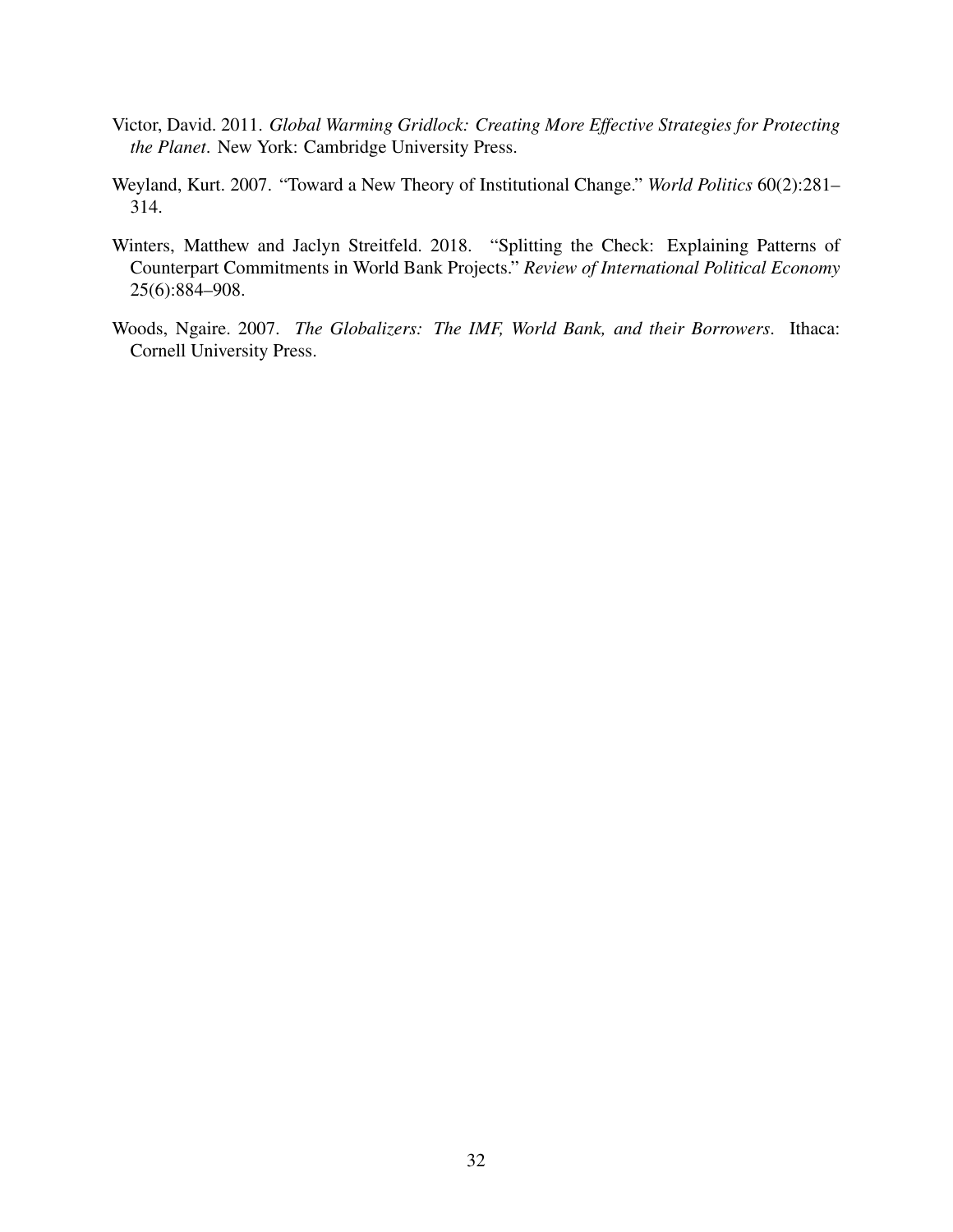Victor, David. 2011. *Global Warming Gridlock: Creating More Effective Strategies for Protecting the Planet*. New York: Cambridge University Press.

Weyland, Kurt. 2007. "Toward a New Theory of Institutional Change." *World Politics* 60(2):281–314.

Winters, Matthew and Jaclyn Streitfeld. 2018. "Splitting the Check: Explaining Patterns of Counterpart Commitments in World Bank Projects." *Review of International Political Economy* 25(6):884–908.

Woods, Ngaire. 2007. *The Globalizers: The IMF, World Bank, and their Borrowers*. Ithaca: Cornell University Press.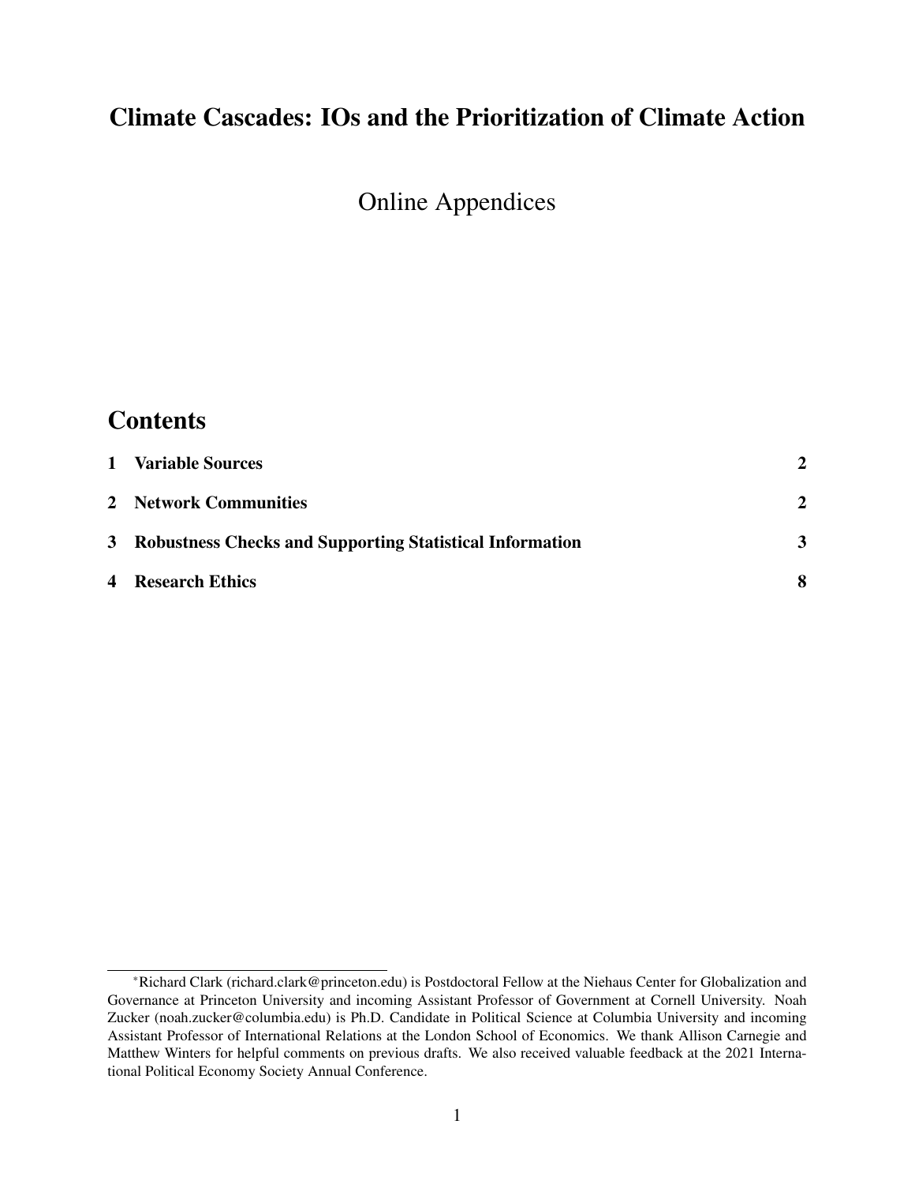# Climate Cascades: IOs and the Prioritization of Climate Action

Online Appendices

## Contents

| | | |
|---|---|---|
| 1 | **Variable Sources** | **2** |
| 2 | **Network Communities** | **2** |
| 3 | **Robustness Checks and Supporting Statistical Information** | **3** |
| 4 | **Research Ethics** | **8** |

---

*Richard Clark (richard.clark@princeton.edu) is Postdoctoral Fellow at the Niehaus Center for Globalization and Governance at Princeton University and incoming Assistant Professor of Government at Cornell University. Noah Zucker (noah.zucker@columbia.edu) is Ph.D. Candidate in Political Science at Columbia University and incoming Assistant Professor of International Relations at the London School of Economics. We thank Allison Carnegie and Matthew Winters for helpful comments on previous drafts. We also received valuable feedback at the 2021 International Political Economy Society Annual Conference.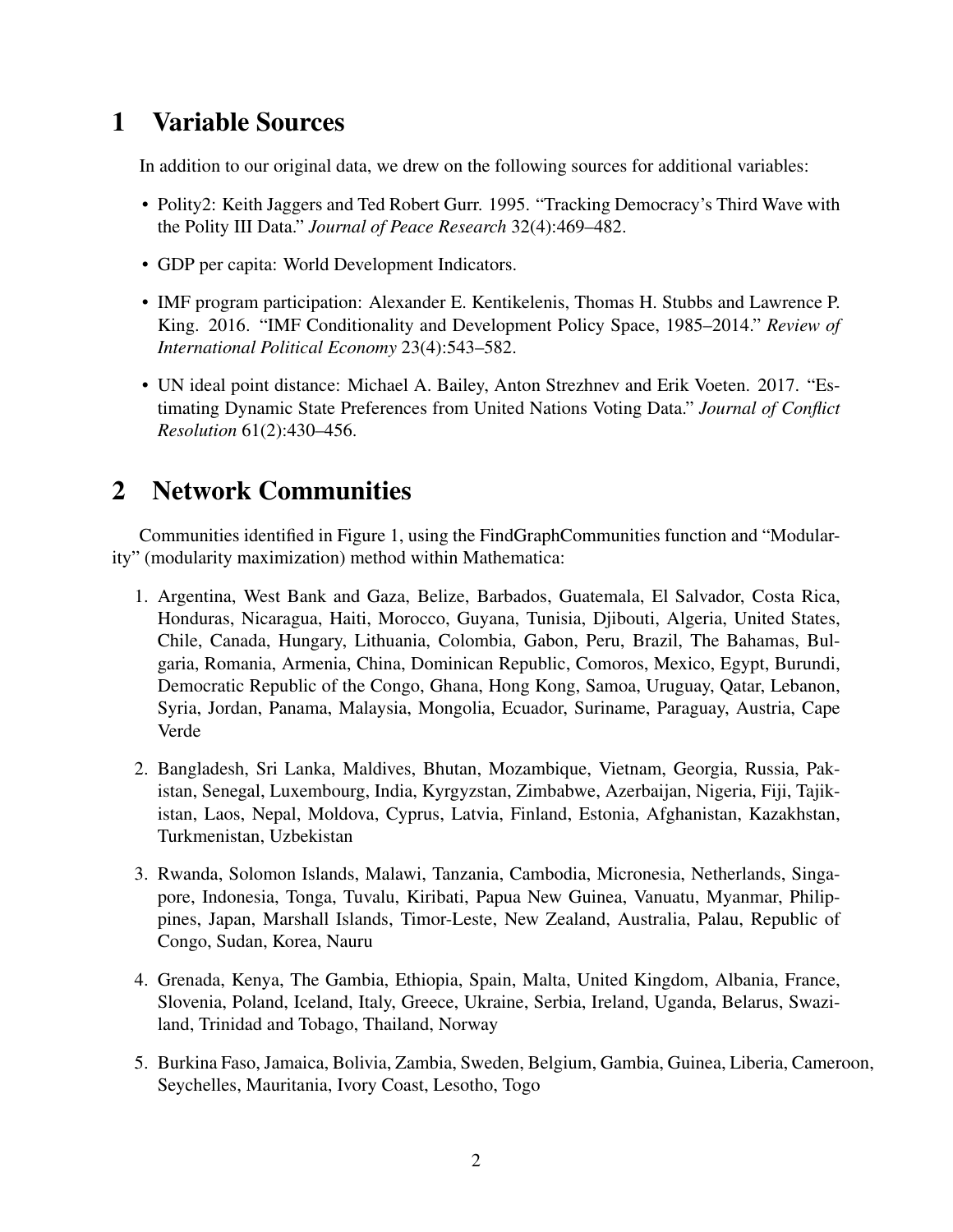# 1 Variable Sources

In addition to our original data, we drew on the following sources for additional variables:

- Polity2: Keith Jaggers and Ted Robert Gurr. 1995. "Tracking Democracy's Third Wave with the Polity III Data." *Journal of Peace Research* 32(4):469–482.
- GDP per capita: World Development Indicators.
- IMF program participation: Alexander E. Kentikelenis, Thomas H. Stubbs and Lawrence P. King. 2016. "IMF Conditionality and Development Policy Space, 1985–2014." *Review of International Political Economy* 23(4):543–582.
- UN ideal point distance: Michael A. Bailey, Anton Strezhnev and Erik Voeten. 2017. "Estimating Dynamic State Preferences from United Nations Voting Data." *Journal of Conflict Resolution* 61(2):430–456.

# 2 Network Communities

Communities identified in Figure 1, using the FindGraphCommunities function and "Modularity" (modularity maximization) method within Mathematica:

1. Argentina, West Bank and Gaza, Belize, Barbados, Guatemala, El Salvador, Costa Rica, Honduras, Nicaragua, Haiti, Morocco, Guyana, Tunisia, Djibouti, Algeria, United States, Chile, Canada, Hungary, Lithuania, Colombia, Gabon, Peru, Brazil, The Bahamas, Bulgaria, Romania, Armenia, China, Dominican Republic, Comoros, Mexico, Egypt, Burundi, Democratic Republic of the Congo, Ghana, Hong Kong, Samoa, Uruguay, Qatar, Lebanon, Syria, Jordan, Panama, Malaysia, Mongolia, Ecuador, Suriname, Paraguay, Austria, Cape Verde
2. Bangladesh, Sri Lanka, Maldives, Bhutan, Mozambique, Vietnam, Georgia, Russia, Pakistan, Senegal, Luxembourg, India, Kyrgyzstan, Zimbabwe, Azerbaijan, Nigeria, Fiji, Tajikistan, Laos, Nepal, Moldova, Cyprus, Latvia, Finland, Estonia, Afghanistan, Kazakhstan, Turkmenistan, Uzbekistan
3. Rwanda, Solomon Islands, Malawi, Tanzania, Cambodia, Micronesia, Netherlands, Singapore, Indonesia, Tonga, Tuvalu, Kiribati, Papua New Guinea, Vanuatu, Myanmar, Philippines, Japan, Marshall Islands, Timor-Leste, New Zealand, Australia, Palau, Republic of Congo, Sudan, Korea, Nauru
4. Grenada, Kenya, The Gambia, Ethiopia, Spain, Malta, United Kingdom, Albania, France, Slovenia, Poland, Iceland, Italy, Greece, Ukraine, Serbia, Ireland, Uganda, Belarus, Swaziland, Trinidad and Tobago, Thailand, Norway
5. Burkina Faso, Jamaica, Bolivia, Zambia, Sweden, Belgium, Gambia, Guinea, Liberia, Cameroon, Seychelles, Mauritania, Ivory Coast, Lesotho, Togo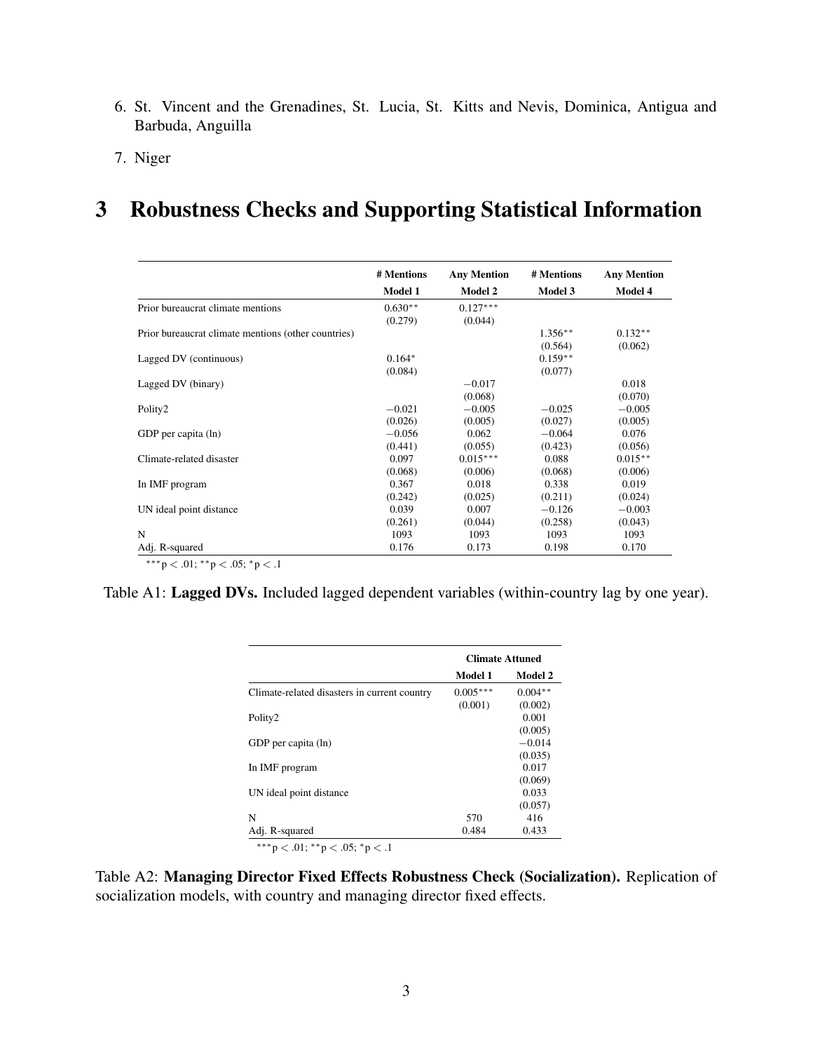6. St. Vincent and the Grenadines, St. Lucia, St. Kitts and Nevis, Dominica, Antigua and Barbuda, Anguilla
7. Niger

# 3 Robustness Checks and Supporting Statistical Information

| | # Mentions | Any Mention | # Mentions | Any Mention |
|---|---|---|---|---|
| | **Model 1** | **Model 2** | **Model 3** | **Model 4** |
| Prior bureaucrat climate mentions | $0.630^{**}$ | $0.127^{***}$ | | |
| | (0.279) | (0.044) | | |
| Prior bureaucrat climate mentions (other countries) | | | $1.356^{**}$ | $0.132^{**}$ |
| | | | (0.564) | (0.062) |
| Lagged DV (continuous) | $0.164^{*}$ | | $0.159^{**}$ | |
| | (0.084) | | (0.077) | |
| Lagged DV (binary) | | $-0.017$ | | 0.018 |
| | | (0.068) | | (0.070) |
| Polity2 | $-0.021$ | $-0.005$ | $-0.025$ | $-0.005$ |
| | (0.026) | (0.005) | (0.027) | (0.005) |
| GDP per capita (ln) | $-0.056$ | 0.062 | $-0.064$ | 0.076 |
| | (0.441) | (0.055) | (0.423) | (0.056) |
| Climate-related disaster | 0.097 | $0.015^{***}$ | 0.088 | $0.015^{**}$ |
| | (0.068) | (0.006) | (0.068) | (0.006) |
| In IMF program | 0.367 | 0.018 | 0.338 | 0.019 |
| | (0.242) | (0.025) | (0.211) | (0.024) |
| UN ideal point distance | 0.039 | 0.007 | $-0.126$ | $-0.003$ |
| | (0.261) | (0.044) | (0.258) | (0.043) |
| N | 1093 | 1093 | 1093 | 1093 |
| Adj. R-squared | 0.176 | 0.173 | 0.198 | 0.170 |

$^{***}p < .01$; $^{**}p < .05$; $^{*}p < .1$

Table A1: **Lagged DVs.** Included lagged dependent variables (within-country lag by one year).

| | Climate Attuned | |
|---|---|---|
| | **Model 1** | **Model 2** |
| Climate-related disasters in current country | $0.005^{***}$ | $0.004^{**}$ |
| | (0.001) | (0.002) |
| Polity2 | | 0.001 |
| | | (0.005) |
| GDP per capita (ln) | | $-0.014$ |
| | | (0.035) |
| In IMF program | | 0.017 |
| | | (0.069) |
| UN ideal point distance | | 0.033 |
| | | (0.057) |
| N | 570 | 416 |
| Adj. R-squared | 0.484 | 0.433 |

$^{***}p < .01$; $^{**}p < .05$; $^{*}p < .1$

Table A2: **Managing Director Fixed Effects Robustness Check (Socialization).** Replication of socialization models, with country and managing director fixed effects.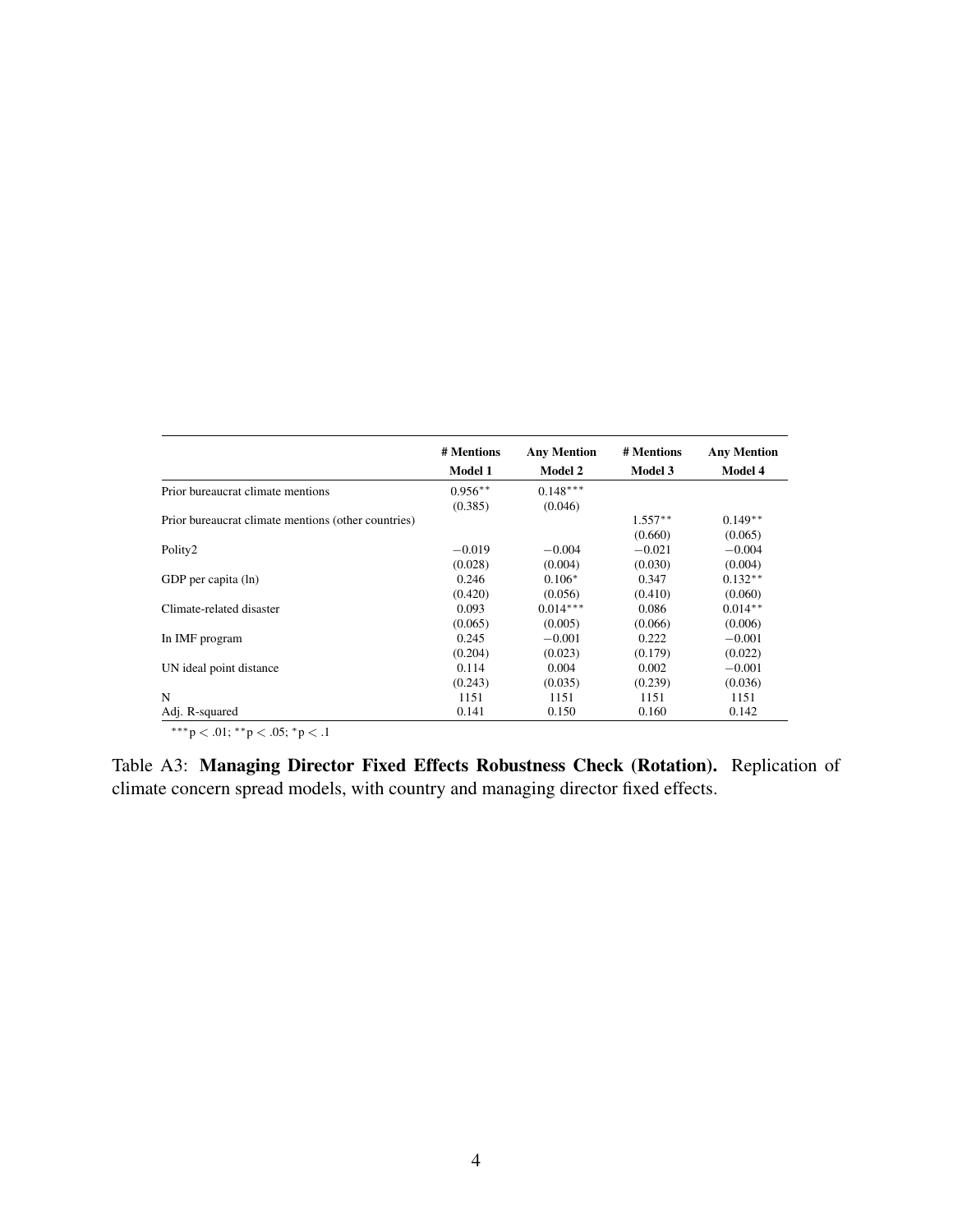| | # Mentions | Any Mention | # Mentions | Any Mention |
|---|---|---|---|---|
| | **Model 1** | **Model 2** | **Model 3** | **Model 4** |
| Prior bureaucrat climate mentions | $0.956^{**}$ | $0.148^{***}$ | | |
| | (0.385) | (0.046) | | |
| Prior bureaucrat climate mentions (other countries) | | | $1.557^{**}$ | $0.149^{**}$ |
| | | | (0.660) | (0.065) |
| Polity2 | $-0.019$ | $-0.004$ | $-0.021$ | $-0.004$ |
| | (0.028) | (0.004) | (0.030) | (0.004) |
| GDP per capita (ln) | 0.246 | $0.106^{*}$ | 0.347 | $0.132^{**}$ |
| | (0.420) | (0.056) | (0.410) | (0.060) |
| Climate-related disaster | 0.093 | $0.014^{***}$ | 0.086 | $0.014^{**}$ |
| | (0.065) | (0.005) | (0.066) | (0.006) |
| In IMF program | 0.245 | $-0.001$ | 0.222 | $-0.001$ |
| | (0.204) | (0.023) | (0.179) | (0.022) |
| UN ideal point distance | 0.114 | 0.004 | 0.002 | $-0.001$ |
| | (0.243) | (0.035) | (0.239) | (0.036) |
| N | 1151 | 1151 | 1151 | 1151 |
| Adj. R-squared | 0.141 | 0.150 | 0.160 | 0.142 |

$^{***}p < .01$; $^{**}p < .05$; $^{*}p < .1$

Table A3: **Managing Director Fixed Effects Robustness Check (Rotation).** Replication of climate concern spread models, with country and managing director fixed effects.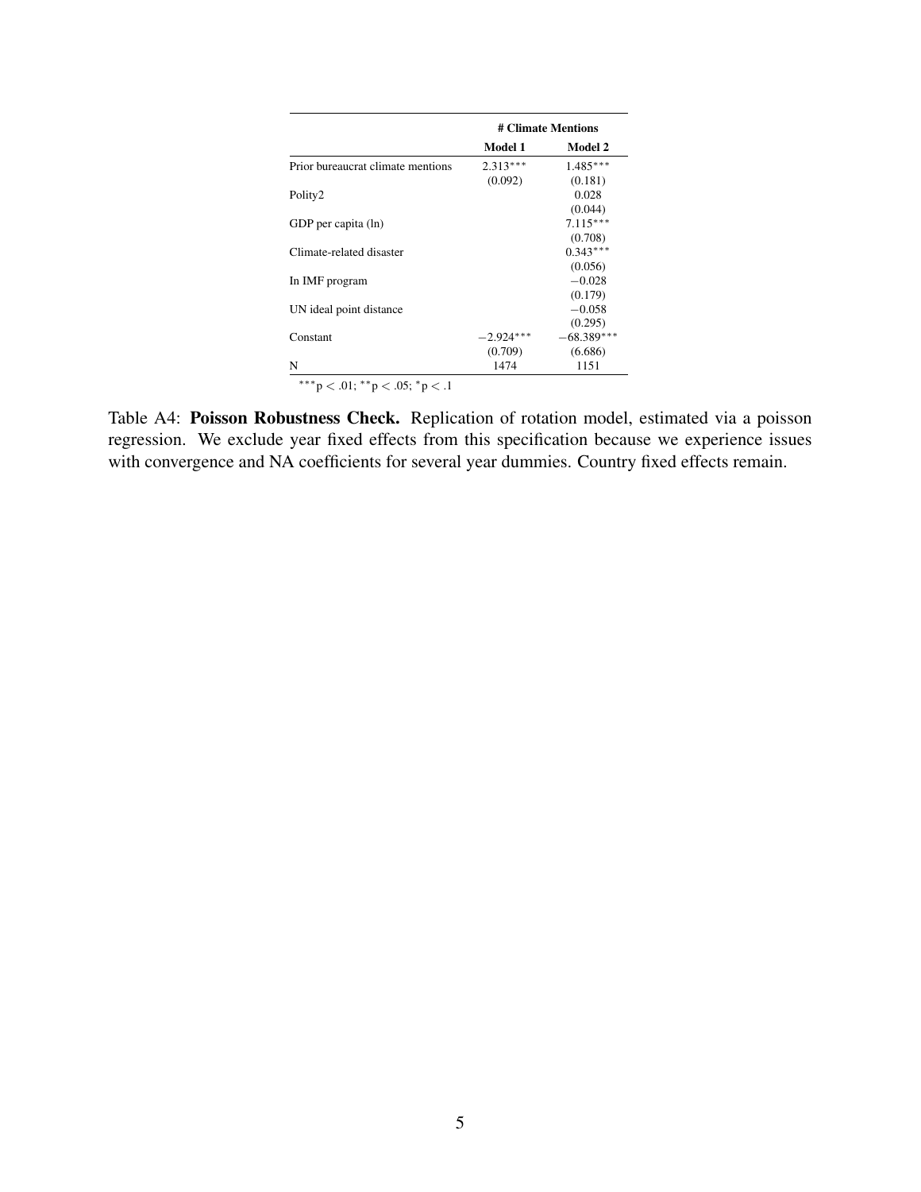| | # Climate Mentions | |
|---|---|---|
| | **Model 1** | **Model 2** |
| Prior bureaucrat climate mentions | $2.313^{***}$ | $1.485^{***}$ |
| | (0.092) | (0.181) |
| Polity2 | | 0.028 |
| | | (0.044) |
| GDP per capita (ln) | | $7.115^{***}$ |
| | | (0.708) |
| Climate-related disaster | | $0.343^{***}$ |
| | | (0.056) |
| In IMF program | | $-0.028$ |
| | | (0.179) |
| UN ideal point distance | | $-0.058$ |
| | | (0.295) |
| Constant | $-2.924^{***}$ | $-68.389^{***}$ |
| | (0.709) | (6.686) |
| N | 1474 | 1151 |

$^{***}p < .01$; $^{**}p < .05$; $^{*}p < .1$

Table A4: **Poisson Robustness Check.** Replication of rotation model, estimated via a poisson regression. We exclude year fixed effects from this specification because we experience issues with convergence and NA coefficients for several year dummies. Country fixed effects remain.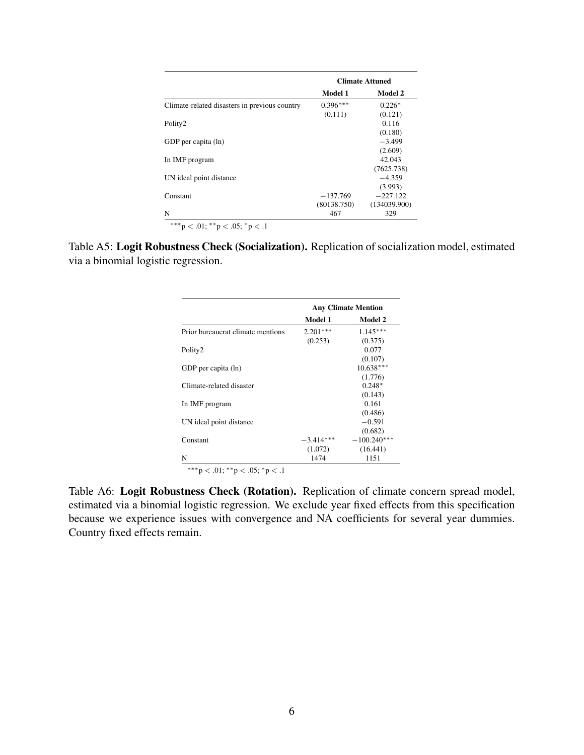| | Climate Attuned | |
|---|---|---|
| | Model 1 | Model 2 |
| Climate-related disasters in previous country | $0.396^{***}$ | $0.226^{*}$ |
| | (0.111) | (0.121) |
| Polity2 | | 0.116 |
| | | (0.180) |
| GDP per capita (ln) | | $-3.499$ |
| | | (2.609) |
| In IMF program | | 42.043 |
| | | (7625.738) |
| UN ideal point distance | | $-4.359$ |
| | | (3.993) |
| Constant | $-137.769$ | $-227.122$ |
| | (80138.750) | (134039.900) |
| N | 467 | 329 |

$^{***}p < .01$; $^{**}p < .05$; $^{*}p < .1$

Table A5: **Logit Robustness Check (Socialization).** Replication of socialization model, estimated via a binomial logistic regression.

| | Any Climate Mention | |
|---|---|---|
| | Model 1 | Model 2 |
| Prior bureaucrat climate mentions | $2.201^{***}$ | $1.145^{***}$ |
| | (0.253) | (0.375) |
| Polity2 | | 0.077 |
| | | (0.107) |
| GDP per capita (ln) | | $10.638^{***}$ |
| | | (1.776) |
| Climate-related disaster | | $0.248^{*}$ |
| | | (0.143) |
| In IMF program | | 0.161 |
| | | (0.486) |
| UN ideal point distance | | $-0.591$ |
| | | (0.682) |
| Constant | $-3.414^{***}$ | $-100.240^{***}$ |
| | (1.072) | (16.441) |
| N | 1474 | 1151 |

$^{***}p < .01$; $^{**}p < .05$; $^{*}p < .1$

Table A6: **Logit Robustness Check (Rotation).** Replication of climate concern spread model, estimated via a binomial logistic regression. We exclude year fixed effects from this specification because we experience issues with convergence and NA coefficients for several year dummies. Country fixed effects remain.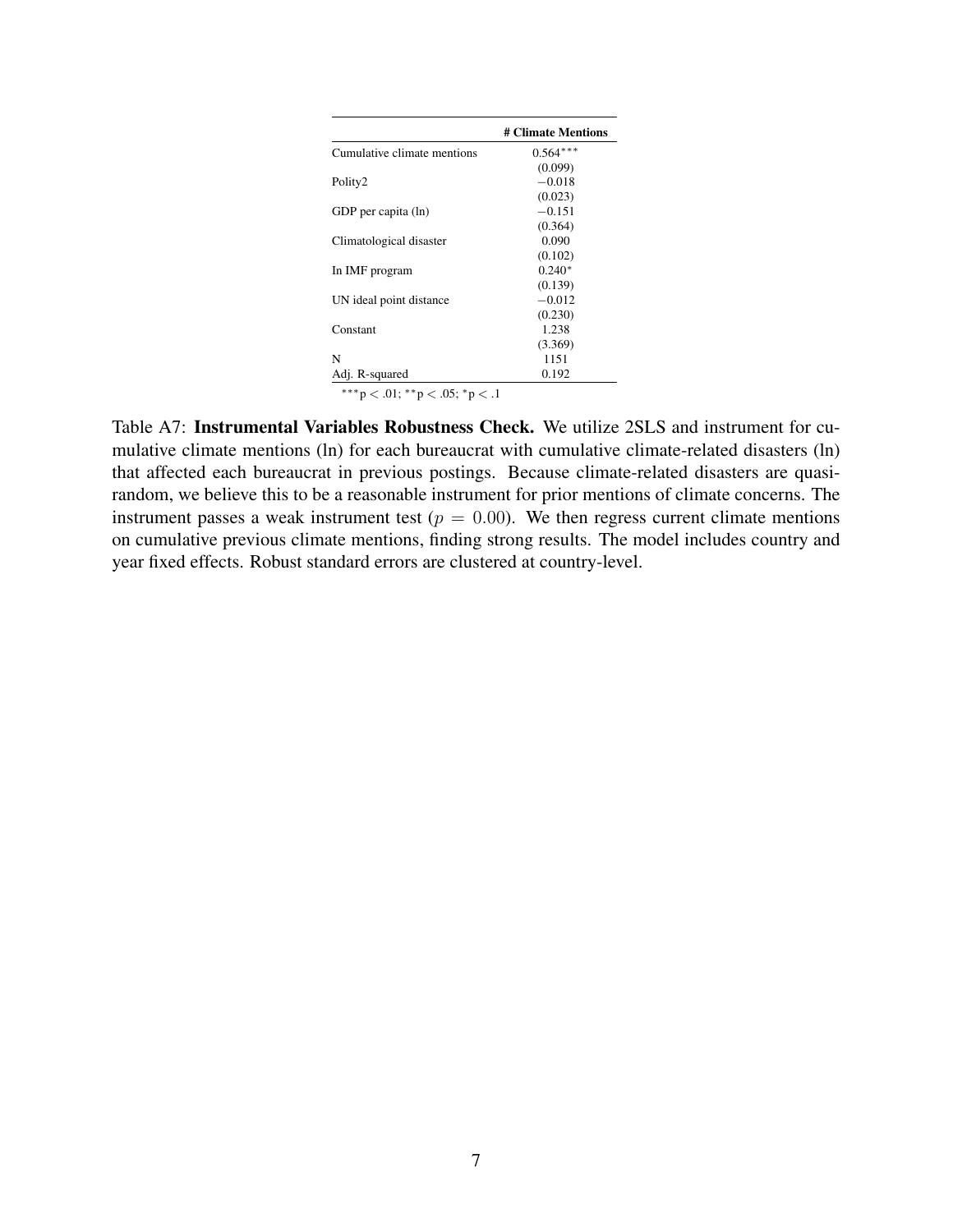|  | # Climate Mentions |
|---|---|
| Cumulative climate mentions | $0.564^{***}$ |
|  | (0.099) |
| Polity2 | $-0.018$ |
|  | (0.023) |
| GDP per capita (ln) | $-0.151$ |
|  | (0.364) |
| Climatological disaster | 0.090 |
|  | (0.102) |
| In IMF program | $0.240^{*}$ |
|  | (0.139) |
| UN ideal point distance | $-0.012$ |
|  | (0.230) |
| Constant | 1.238 |
|  | (3.369) |
| N | 1151 |
| Adj. R-squared | 0.192 |

$^{***}p < .01$; $^{**}p < .05$; $^{*}p < .1$

Table A7: **Instrumental Variables Robustness Check.** We utilize 2SLS and instrument for cumulative climate mentions (ln) for each bureaucrat with cumulative climate-related disasters (ln) that affected each bureaucrat in previous postings. Because climate-related disasters are quasi-random, we believe this to be a reasonable instrument for prior mentions of climate concerns. The instrument passes a weak instrument test ($p = 0.00$). We then regress current climate mentions on cumulative previous climate mentions, finding strong results. The model includes country and year fixed effects. Robust standard errors are clustered at country-level.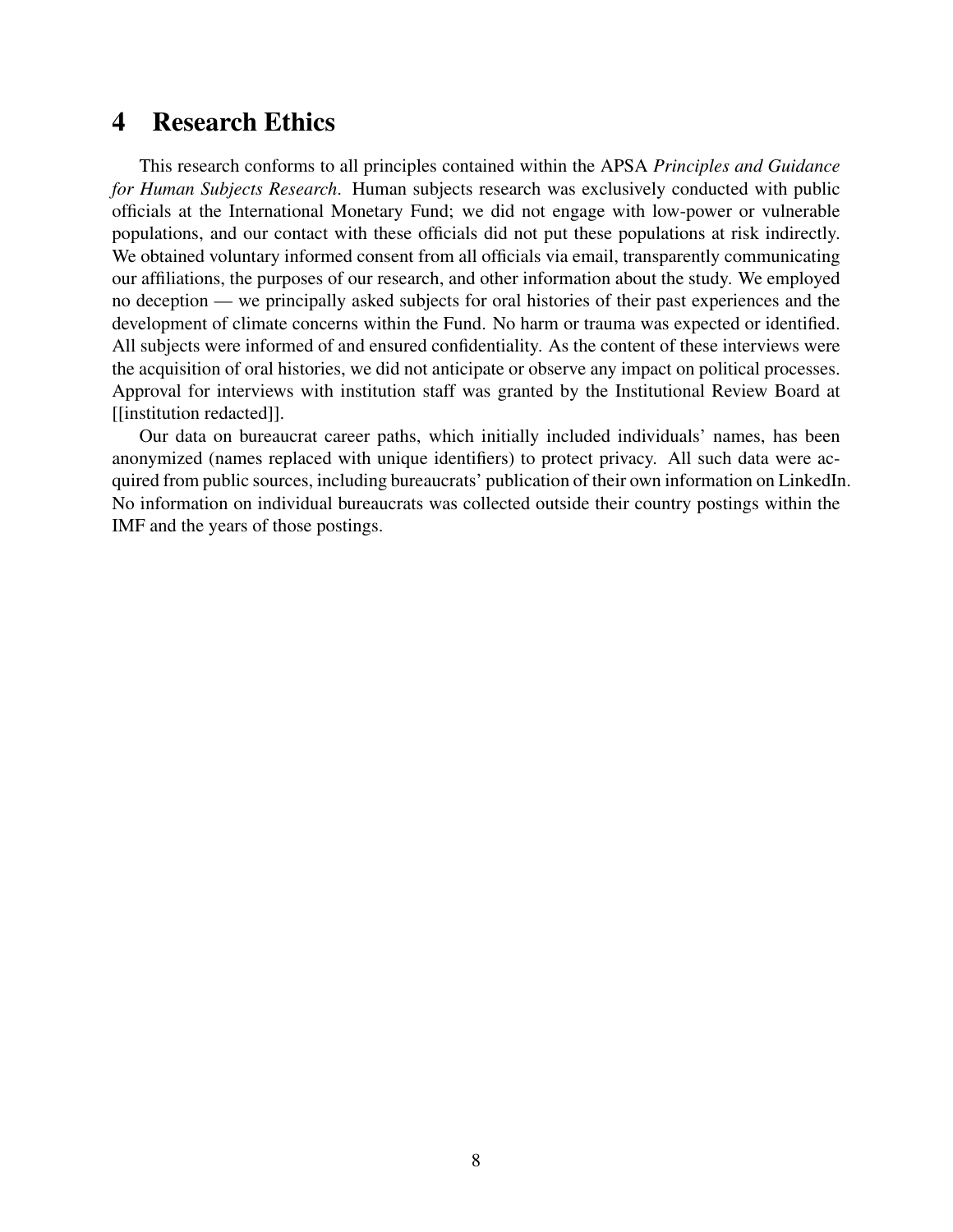# 4 Research Ethics

This research conforms to all principles contained within the APSA *Principles and Guidance for Human Subjects Research*. Human subjects research was exclusively conducted with public officials at the International Monetary Fund; we did not engage with low-power or vulnerable populations, and our contact with these officials did not put these populations at risk indirectly. We obtained voluntary informed consent from all officials via email, transparently communicating our affiliations, the purposes of our research, and other information about the study. We employed no deception — we principally asked subjects for oral histories of their past experiences and the development of climate concerns within the Fund. No harm or trauma was expected or identified. All subjects were informed of and ensured confidentiality. As the content of these interviews were the acquisition of oral histories, we did not anticipate or observe any impact on political processes. Approval for interviews with institution staff was granted by the Institutional Review Board at [[institution redacted]].

Our data on bureaucrat career paths, which initially included individuals' names, has been anonymized (names replaced with unique identifiers) to protect privacy. All such data were acquired from public sources, including bureaucrats' publication of their own information on LinkedIn. No information on individual bureaucrats was collected outside their country postings within the IMF and the years of those postings.